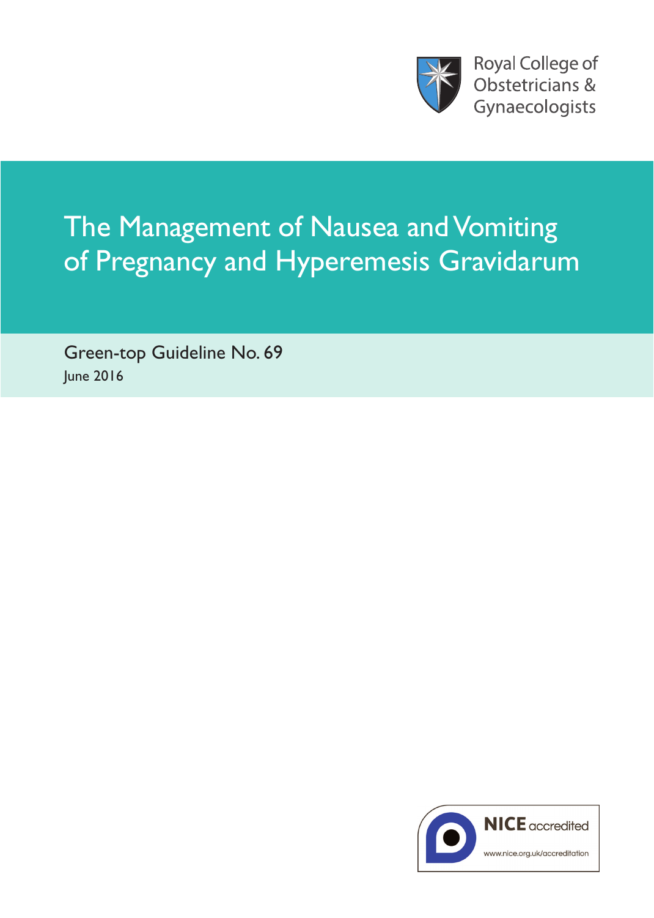Royal College of Obstetricians & Gynaecologists

# The Management of Nausea and Vomiting of Pregnancy and Hyperemesis Gravidarum

Green-top Guideline No. 69

June 2016

NICE accredited

www.nice.org.uk/accreditation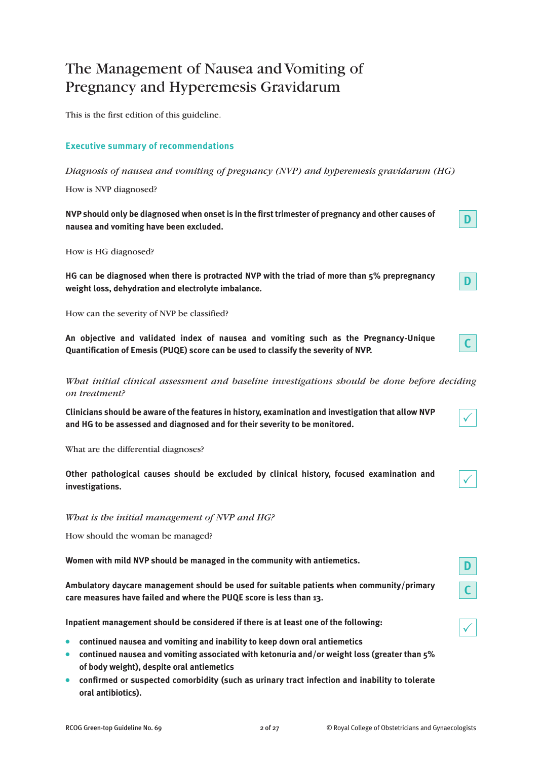# The Management of Nausea and Vomiting of Pregnancy and Hyperemesis Gravidarum

This is the first edition of this guideline.

## Executive summary of recommendations

*Diagnosis of nausea and vomiting of pregnancy (NVP) and hyperemesis gravidarum (HG)*

How is NVP diagnosed?

**NVP should only be diagnosed when onset is in the first trimester of pregnancy and other causes of nausea and vomiting have been excluded.** **D**

How is HG diagnosed?

**HG can be diagnosed when there is protracted NVP with the triad of more than 5% prepregnancy weight loss, dehydration and electrolyte imbalance.** **D**

How can the severity of NVP be classified?

**An objective and validated index of nausea and vomiting such as the Pregnancy-Unique Quantification of Emesis (PUQE) score can be used to classify the severity of NVP.** **C**

*What initial clinical assessment and baseline investigations should be done before deciding on treatment?*

**Clinicians should be aware of the features in history, examination and investigation that allow NVP and HG to be assessed and diagnosed and for their severity to be monitored.** ✓

What are the differential diagnoses?

**Other pathological causes should be excluded by clinical history, focused examination and investigations.** ✓

*What is the initial management of NVP and HG?*

How should the woman be managed?

**Women with mild NVP should be managed in the community with antiemetics.** **D**

**Ambulatory daycare management should be used for suitable patients when community/primary care measures have failed and where the PUQE score is less than 13.** **C**

**Inpatient management should be considered if there is at least one of the following:** ✓

- **continued nausea and vomiting and inability to keep down oral antiemetics**
- **continued nausea and vomiting associated with ketonuria and/or weight loss (greater than 5% of body weight), despite oral antiemetics**
- **confirmed or suspected comorbidity (such as urinary tract infection and inability to tolerate oral antibiotics).**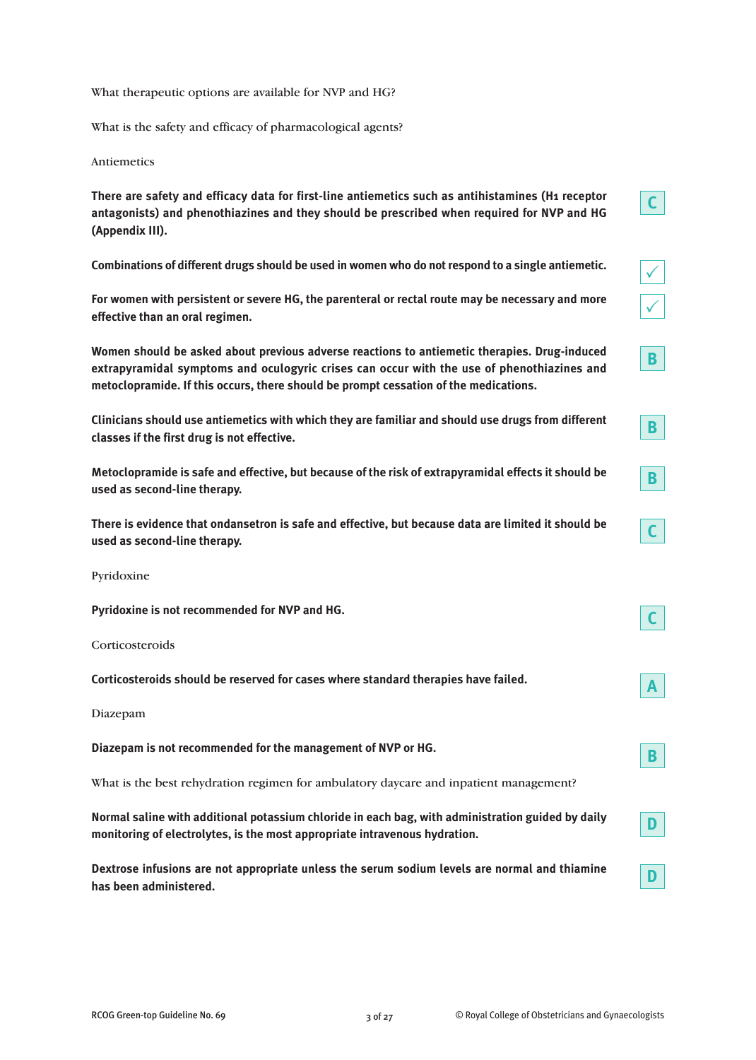What therapeutic options are available for NVP and HG?

What is the safety and efficacy of pharmacological agents?

Antiemetics

**There are safety and efficacy data for first-line antiemetics such as antihistamines ($H_1$ receptor antagonists) and phenothiazines and they should be prescribed when required for NVP and HG (Appendix III).** C

**Combinations of different drugs should be used in women who do not respond to a single antiemetic.** ✓

**For women with persistent or severe HG, the parenteral or rectal route may be necessary and more effective than an oral regimen.** ✓

**Women should be asked about previous adverse reactions to antiemetic therapies. Drug-induced extrapyramidal symptoms and oculogyric crises can occur with the use of phenothiazines and metoclopramide. If this occurs, there should be prompt cessation of the medications.** B

**Clinicians should use antiemetics with which they are familiar and should use drugs from different classes if the first drug is not effective.** B

**Metoclopramide is safe and effective, but because of the risk of extrapyramidal effects it should be used as second-line therapy.** B

**There is evidence that ondansetron is safe and effective, but because data are limited it should be used as second-line therapy.** C

Pyridoxine

**Pyridoxine is not recommended for NVP and HG.** C

Corticosteroids

**Corticosteroids should be reserved for cases where standard therapies have failed.** A

Diazepam

**Diazepam is not recommended for the management of NVP or HG.** B

What is the best rehydration regimen for ambulatory daycare and inpatient management?

**Normal saline with additional potassium chloride in each bag, with administration guided by daily monitoring of electrolytes, is the most appropriate intravenous hydration.** D

**Dextrose infusions are not appropriate unless the serum sodium levels are normal and thiamine has been administered.** D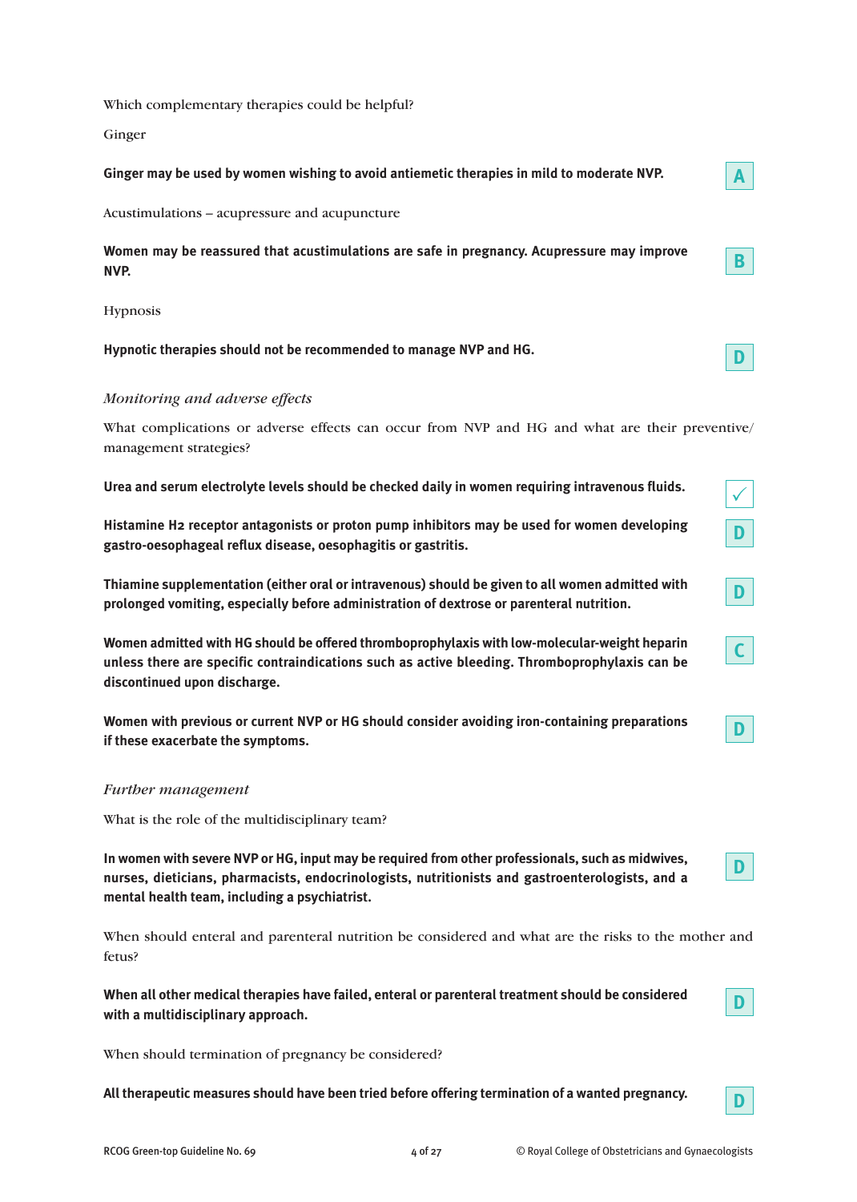Which complementary therapies could be helpful?

Ginger

**Ginger may be used by women wishing to avoid antiemetic therapies in mild to moderate NVP.** **A**

Acustimulations – acupressure and acupuncture

**Women may be reassured that acustimulations are safe in pregnancy. Acupressure may improve NVP.** **B**

Hypnosis

**Hypnotic therapies should not be recommended to manage NVP and HG.** **D**

*Monitoring and adverse effects*

What complications or adverse effects can occur from NVP and HG and what are their preventive/management strategies?

**Urea and serum electrolyte levels should be checked daily in women requiring intravenous fluids.** ✓

**Histamine H2 receptor antagonists or proton pump inhibitors may be used for women developing gastro-oesophageal reflux disease, oesophagitis or gastritis.** **D**

**Thiamine supplementation (either oral or intravenous) should be given to all women admitted with prolonged vomiting, especially before administration of dextrose or parenteral nutrition.** **D**

**Women admitted with HG should be offered thromboprophylaxis with low-molecular-weight heparin unless there are specific contraindications such as active bleeding. Thromboprophylaxis can be discontinued upon discharge.** **C**

**Women with previous or current NVP or HG should consider avoiding iron-containing preparations if these exacerbate the symptoms.** **D**

*Further management*

What is the role of the multidisciplinary team?

**In women with severe NVP or HG, input may be required from other professionals, such as midwives, nurses, dieticians, pharmacists, endocrinologists, nutritionists and gastroenterologists, and a mental health team, including a psychiatrist.** **D**

When should enteral and parenteral nutrition be considered and what are the risks to the mother and fetus?

**When all other medical therapies have failed, enteral or parenteral treatment should be considered with a multidisciplinary approach.** **D**

When should termination of pregnancy be considered?

**All therapeutic measures should have been tried before offering termination of a wanted pregnancy.** **D**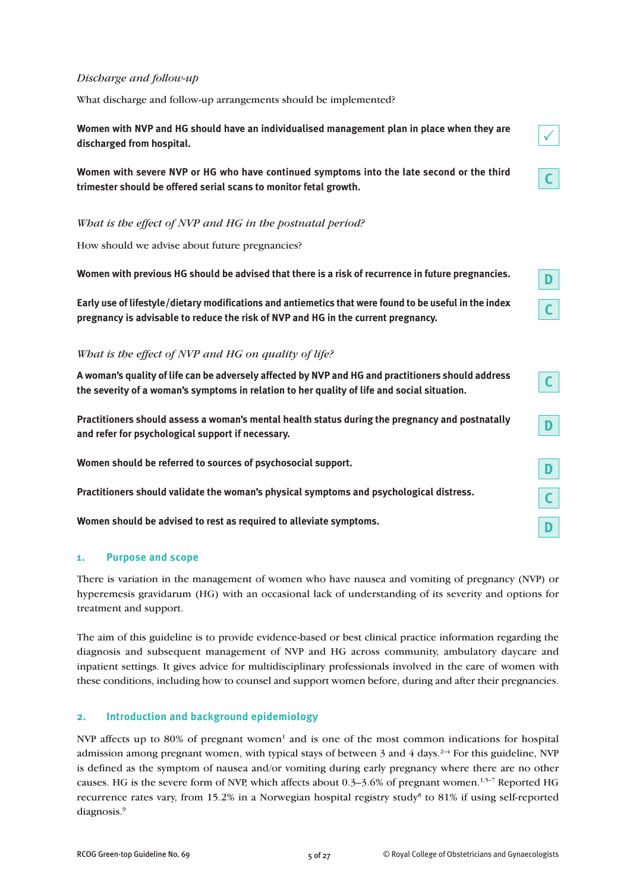*Discharge and follow-up*

What discharge and follow-up arrangements should be implemented?

**Women with NVP and HG should have an individualised management plan in place when they are discharged from hospital.** ✓

**Women with severe NVP or HG who have continued symptoms into the late second or the third trimester should be offered serial scans to monitor fetal growth.** C

*What is the effect of NVP and HG in the postnatal period?*

How should we advise about future pregnancies?

**Women with previous HG should be advised that there is a risk of recurrence in future pregnancies.** D

**Early use of lifestyle/dietary modifications and antiemetics that were found to be useful in the index pregnancy is advisable to reduce the risk of NVP and HG in the current pregnancy.** C

*What is the effect of NVP and HG on quality of life?*

**A woman's quality of life can be adversely affected by NVP and HG and practitioners should address the severity of a woman's symptoms in relation to her quality of life and social situation.** C

**Practitioners should assess a woman's mental health status during the pregnancy and postnatally and refer for psychological support if necessary.** D

**Women should be referred to sources of psychosocial support.** D

**Practitioners should validate the woman's physical symptoms and psychological distress.** C

**Women should be advised to rest as required to alleviate symptoms.** D

## 1. Purpose and scope

There is variation in the management of women who have nausea and vomiting of pregnancy (NVP) or hyperemesis gravidarum (HG) with an occasional lack of understanding of its severity and options for treatment and support.

The aim of this guideline is to provide evidence-based or best clinical practice information regarding the diagnosis and subsequent management of NVP and HG across community, ambulatory daycare and inpatient settings. It gives advice for multidisciplinary professionals involved in the care of women with these conditions, including how to counsel and support women before, during and after their pregnancies.

## 2. Introduction and background epidemiology

NVP affects up to 80% of pregnant women[1] and is one of the most common indications for hospital admission among pregnant women, with typical stays of between 3 and 4 days.[2–4] For this guideline, NVP is defined as the symptom of nausea and/or vomiting during early pregnancy where there are no other causes. HG is the severe form of NVP, which affects about 0.3–3.6% of pregnant women.[1,5–7] Reported HG recurrence rates vary, from 15.2% in a Norwegian hospital registry study[8] to 81% if using self-reported diagnosis.[9]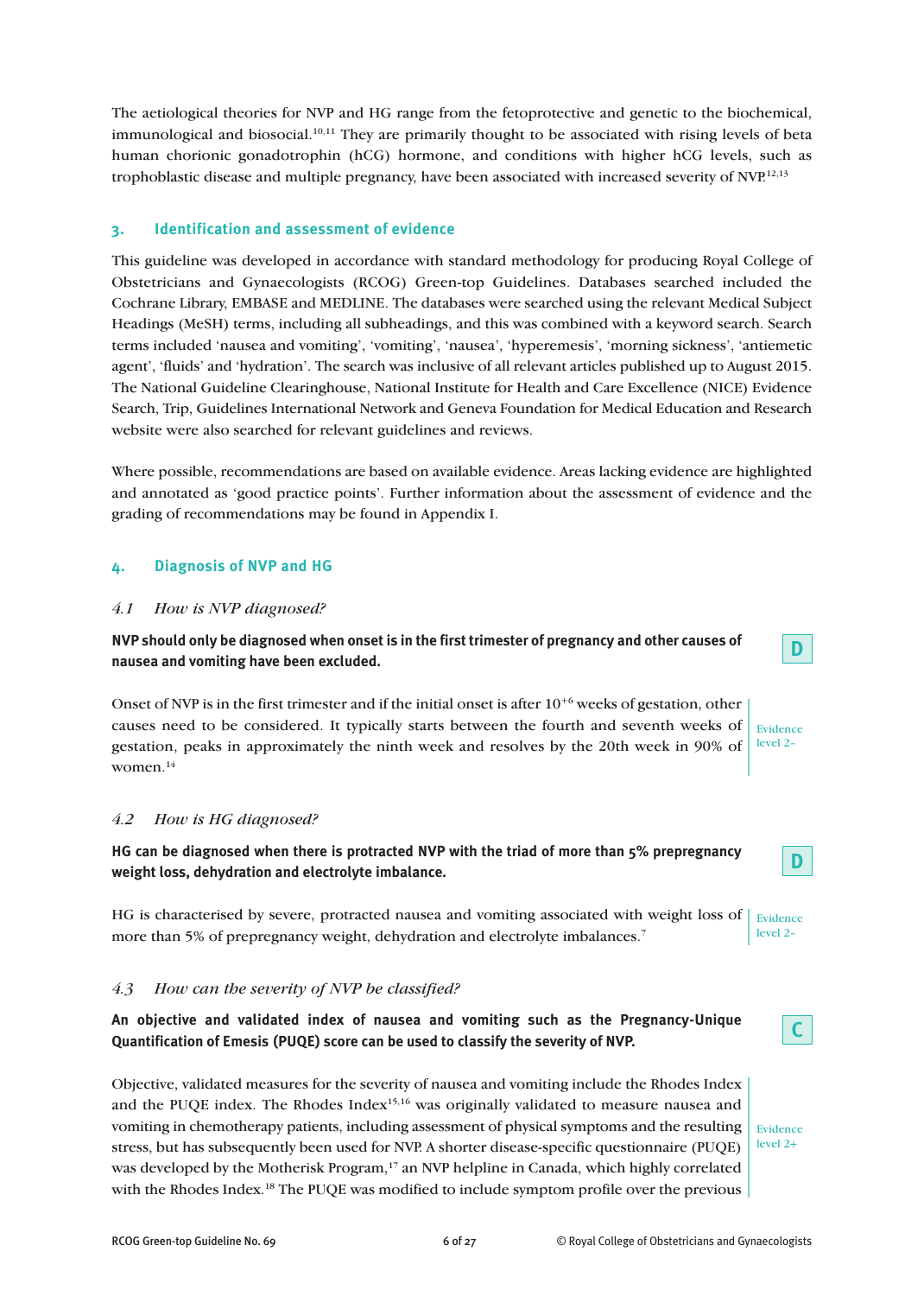The aetiological theories for NVP and HG range from the fetoprotective and genetic to the biochemical, immunological and biosocial.[10,11] They are primarily thought to be associated with rising levels of beta human chorionic gonadotrophin (hCG) hormone, and conditions with higher hCG levels, such as trophoblastic disease and multiple pregnancy, have been associated with increased severity of NVP.[12,13]

## 3. Identification and assessment of evidence

This guideline was developed in accordance with standard methodology for producing Royal College of Obstetricians and Gynaecologists (RCOG) Green-top Guidelines. Databases searched included the Cochrane Library, EMBASE and MEDLINE. The databases were searched using the relevant Medical Subject Headings (MeSH) terms, including all subheadings, and this was combined with a keyword search. Search terms included 'nausea and vomiting', 'vomiting', 'nausea', 'hyperemesis', 'morning sickness', 'antiemetic agent', 'fluids' and 'hydration'. The search was inclusive of all relevant articles published up to August 2015. The National Guideline Clearinghouse, National Institute for Health and Care Excellence (NICE) Evidence Search, Trip, Guidelines International Network and Geneva Foundation for Medical Education and Research website were also searched for relevant guidelines and reviews.

Where possible, recommendations are based on available evidence. Areas lacking evidence are highlighted and annotated as 'good practice points'. Further information about the assessment of evidence and the grading of recommendations may be found in Appendix I.

## 4. Diagnosis of NVP and HG

### *4.1 How is NVP diagnosed?*

**NVP should only be diagnosed when onset is in the first trimester of pregnancy and other causes of nausea and vomiting have been excluded.** **D**

Onset of NVP is in the first trimester and if the initial onset is after $10^{+6}$ weeks of gestation, other causes need to be considered. It typically starts between the fourth and seventh weeks of gestation, peaks in approximately the ninth week and resolves by the 20th week in 90% of women.[14]

Evidence level 2–

### *4.2 How is HG diagnosed?*

**HG can be diagnosed when there is protracted NVP with the triad of more than 5% prepregnancy weight loss, dehydration and electrolyte imbalance.** **D**

HG is characterised by severe, protracted nausea and vomiting associated with weight loss of more than 5% of prepregnancy weight, dehydration and electrolyte imbalances.[7]

Evidence level 2–

### *4.3 How can the severity of NVP be classified?*

**An objective and validated index of nausea and vomiting such as the Pregnancy-Unique Quantification of Emesis (PUQE) score can be used to classify the severity of NVP.** **C**

Objective, validated measures for the severity of nausea and vomiting include the Rhodes Index and the PUQE index. The Rhodes Index[15,16] was originally validated to measure nausea and vomiting in chemotherapy patients, including assessment of physical symptoms and the resulting stress, but has subsequently been used for NVP. A shorter disease-specific questionnaire (PUQE) was developed by the Motherisk Program,[17] an NVP helpline in Canada, which highly correlated with the Rhodes Index.[18] The PUQE was modified to include symptom profile over the previous

Evidence level 2+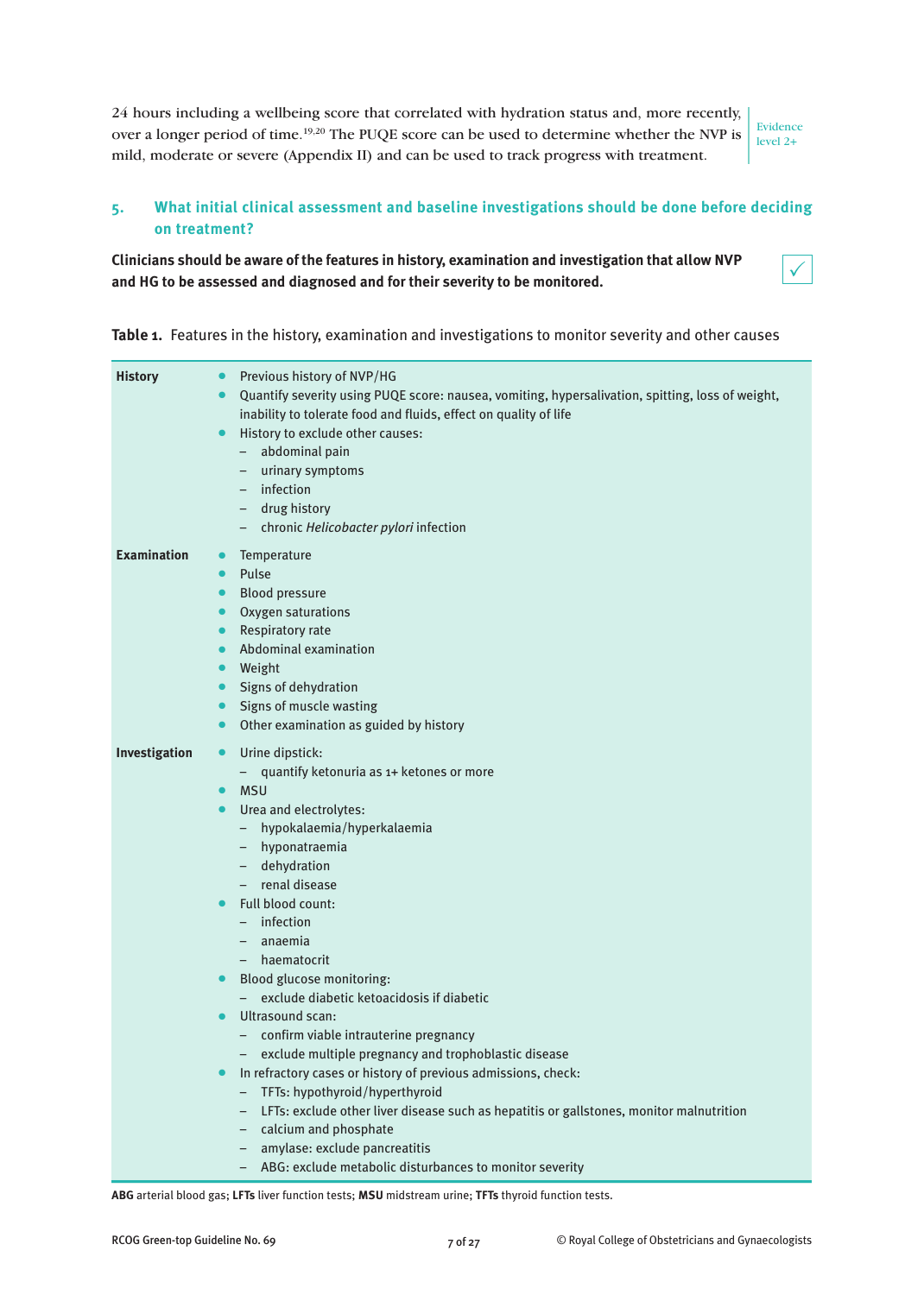24 hours including a wellbeing score that correlated with hydration status and, more recently, over a longer period of time.[19,20] The PUQE score can be used to determine whether the NVP is mild, moderate or severe (Appendix II) and can be used to track progress with treatment.

Evidence level 2+

## 5. What initial clinical assessment and baseline investigations should be done before deciding on treatment?

**Clinicians should be aware of the features in history, examination and investigation that allow NVP and HG to be assessed and diagnosed and for their severity to be monitored.** ✓

**Table 1.** Features in the history, examination and investigations to monitor severity and other causes

| | |
|---|---|
| **History** | • Previous history of NVP/HG<br>• Quantify severity using PUQE score: nausea, vomiting, hypersalivation, spitting, loss of weight, inability to tolerate food and fluids, effect on quality of life<br>• History to exclude other causes:<br>– abdominal pain<br>– urinary symptoms<br>– infection<br>– drug history<br>– chronic *Helicobacter pylori* infection |
| **Examination** | • Temperature<br>• Pulse<br>• Blood pressure<br>• Oxygen saturations<br>• Respiratory rate<br>• Abdominal examination<br>• Weight<br>• Signs of dehydration<br>• Signs of muscle wasting<br>• Other examination as guided by history |
| **Investigation** | • Urine dipstick:<br>– quantify ketonuria as 1+ ketones or more<br>• MSU<br>• Urea and electrolytes:<br>– hypokalaemia/hyperkalaemia<br>– hyponatraemia<br>– dehydration<br>– renal disease<br>• Full blood count:<br>– infection<br>– anaemia<br>– haematocrit<br>• Blood glucose monitoring:<br>– exclude diabetic ketoacidosis if diabetic<br>• Ultrasound scan:<br>– confirm viable intrauterine pregnancy<br>– exclude multiple pregnancy and trophoblastic disease<br>• In refractory cases or history of previous admissions, check:<br>– TFTs: hypothyroid/hyperthyroid<br>– LFTs: exclude other liver disease such as hepatitis or gallstones, monitor malnutrition<br>– calcium and phosphate<br>– amylase: exclude pancreatitis<br>– ABG: exclude metabolic disturbances to monitor severity |

**ABG** arterial blood gas; **LFTs** liver function tests; **MSU** midstream urine; **TFTs** thyroid function tests.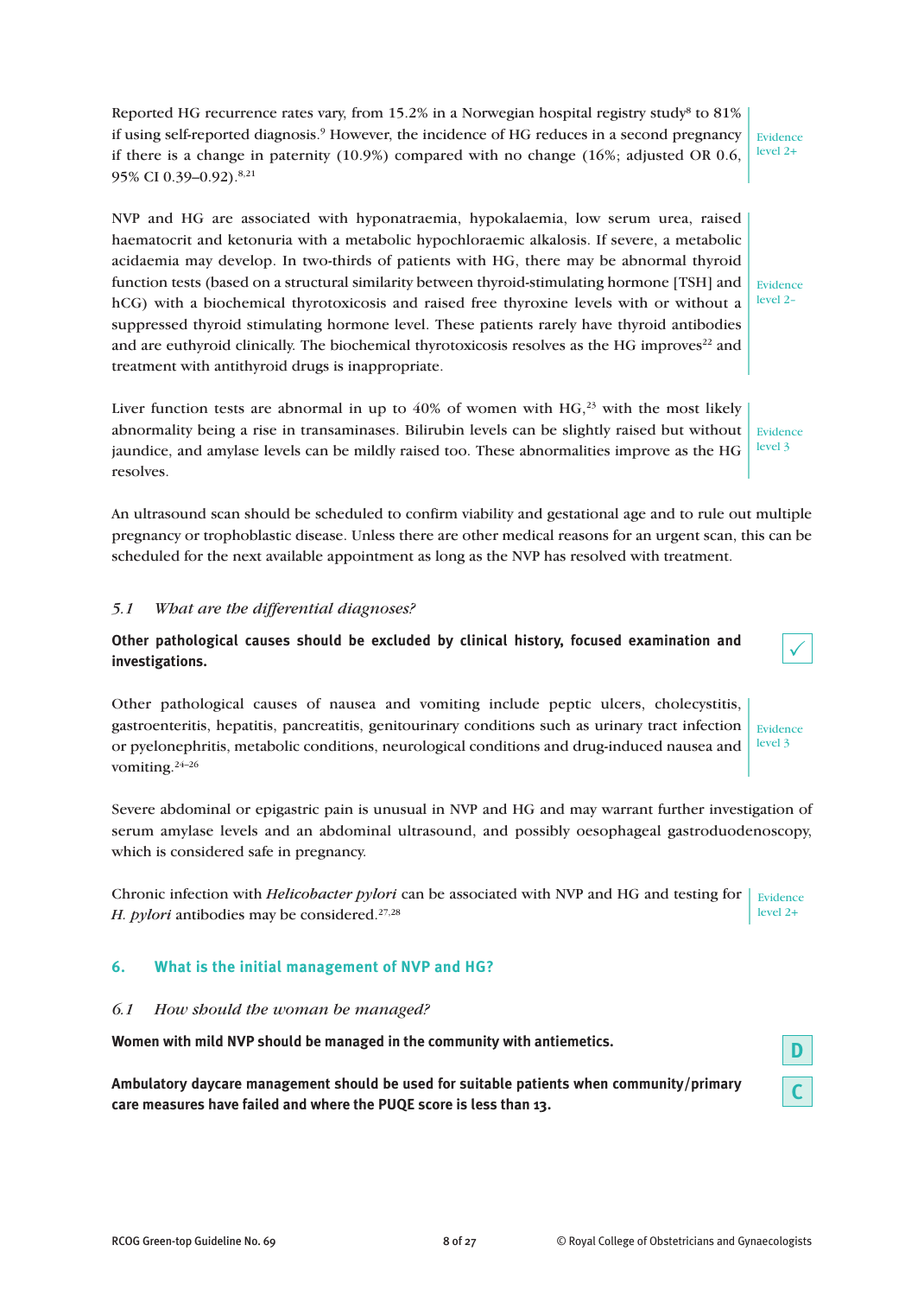Reported HG recurrence rates vary, from 15.2% in a Norwegian hospital registry study[8] to 81% if using self-reported diagnosis.[9] However, the incidence of HG reduces in a second pregnancy if there is a change in paternity (10.9%) compared with no change (16%; adjusted OR 0.6, 95% CI 0.39–0.92).[8,21]

Evidence level 2+

NVP and HG are associated with hyponatraemia, hypokalaemia, low serum urea, raised haematocrit and ketonuria with a metabolic hypochloraemic alkalosis. If severe, a metabolic acidaemia may develop. In two-thirds of patients with HG, there may be abnormal thyroid function tests (based on a structural similarity between thyroid-stimulating hormone [TSH] and hCG) with a biochemical thyrotoxicosis and raised free thyroxine levels with or without a suppressed thyroid stimulating hormone level. These patients rarely have thyroid antibodies and are euthyroid clinically. The biochemical thyrotoxicosis resolves as the HG improves[22] and treatment with antithyroid drugs is inappropriate.

Evidence level 2–

Liver function tests are abnormal in up to 40% of women with HG,[23] with the most likely abnormality being a rise in transaminases. Bilirubin levels can be slightly raised but without jaundice, and amylase levels can be mildly raised too. These abnormalities improve as the HG resolves.

Evidence level 3

An ultrasound scan should be scheduled to confirm viability and gestational age and to rule out multiple pregnancy or trophoblastic disease. Unless there are other medical reasons for an urgent scan, this can be scheduled for the next available appointment as long as the NVP has resolved with treatment.

### *5.1 What are the differential diagnoses?*

**Other pathological causes should be excluded by clinical history, focused examination and investigations.** ✓

Other pathological causes of nausea and vomiting include peptic ulcers, cholecystitis, gastroenteritis, hepatitis, pancreatitis, genitourinary conditions such as urinary tract infection or pyelonephritis, metabolic conditions, neurological conditions and drug-induced nausea and vomiting.[24–26]

Evidence level 3

Severe abdominal or epigastric pain is unusual in NVP and HG and may warrant further investigation of serum amylase levels and an abdominal ultrasound, and possibly oesophageal gastroduodenoscopy, which is considered safe in pregnancy.

Chronic infection with *Helicobacter pylori* can be associated with NVP and HG and testing for *H. pylori* antibodies may be considered.[27,28]

Evidence level 2+

## 6. What is the initial management of NVP and HG?

### *6.1 How should the woman be managed?*

**Women with mild NVP should be managed in the community with antiemetics.** D

**Ambulatory daycare management should be used for suitable patients when community/primary care measures have failed and where the PUQE score is less than 13.** C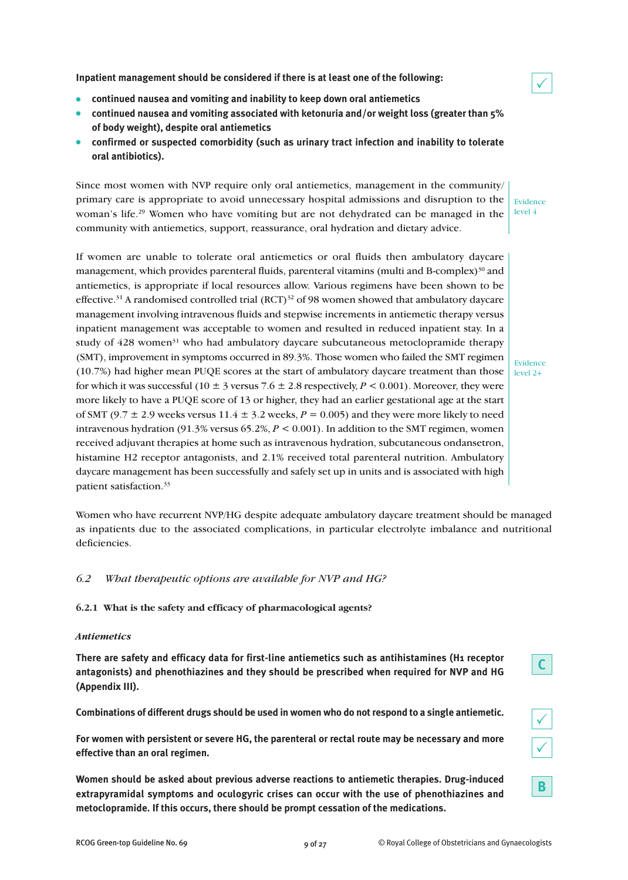**Inpatient management should be considered if there is at least one of the following:**

- **continued nausea and vomiting and inability to keep down oral antiemetics**
- **continued nausea and vomiting associated with ketonuria and/or weight loss (greater than 5% of body weight), despite oral antiemetics**
- **confirmed or suspected comorbidity (such as urinary tract infection and inability to tolerate oral antibiotics).**

✓

Since most women with NVP require only oral antiemetics, management in the community/primary care is appropriate to avoid unnecessary hospital admissions and disruption to the woman's life.[29] Women who have vomiting but are not dehydrated can be managed in the community with antiemetics, support, reassurance, oral hydration and dietary advice.

Evidence level 4

If women are unable to tolerate oral antiemetics or oral fluids then ambulatory daycare management, which provides parenteral fluids, parenteral vitamins (multi and B-complex)[30] and antiemetics, is appropriate if local resources allow. Various regimens have been shown to be effective.[31] A randomised controlled trial (RCT)[32] of 98 women showed that ambulatory daycare management involving intravenous fluids and stepwise increments in antiemetic therapy versus inpatient management was acceptable to women and resulted in reduced inpatient stay. In a study of 428 women[31] who had ambulatory daycare subcutaneous metoclopramide therapy (SMT), improvement in symptoms occurred in 89.3%. Those women who failed the SMT regimen (10.7%) had higher mean PUQE scores at the start of ambulatory daycare treatment than those for which it was successful ($10 \pm 3$ versus $7.6 \pm 2.8$ respectively, $P < 0.001$). Moreover, they were more likely to have a PUQE score of 13 or higher, they had an earlier gestational age at the start of SMT ($9.7 \pm 2.9$ weeks versus $11.4 \pm 3.2$ weeks, $P = 0.005$) and they were more likely to need intravenous hydration (91.3% versus 65.2%, $P < 0.001$). In addition to the SMT regimen, women received adjuvant therapies at home such as intravenous hydration, subcutaneous ondansetron, histamine H2 receptor antagonists, and 2.1% received total parenteral nutrition. Ambulatory daycare management has been successfully and safely set up in units and is associated with high patient satisfaction.[33]

Evidence level 2+

Women who have recurrent NVP/HG despite adequate ambulatory daycare treatment should be managed as inpatients due to the associated complications, in particular electrolyte imbalance and nutritional deficiencies.

## *6.2 What therapeutic options are available for NVP and HG?*

### 6.2.1 What is the safety and efficacy of pharmacological agents?

***Antiemetics***

**There are safety and efficacy data for first-line antiemetics such as antihistamines (H1 receptor antagonists) and phenothiazines and they should be prescribed when required for NVP and HG (Appendix III).**

C

**Combinations of different drugs should be used in women who do not respond to a single antiemetic.**

✓

**For women with persistent or severe HG, the parenteral or rectal route may be necessary and more effective than an oral regimen.**

✓

**Women should be asked about previous adverse reactions to antiemetic therapies. Drug-induced extrapyramidal symptoms and oculogyric crises can occur with the use of phenothiazines and metoclopramide. If this occurs, there should be prompt cessation of the medications.**

B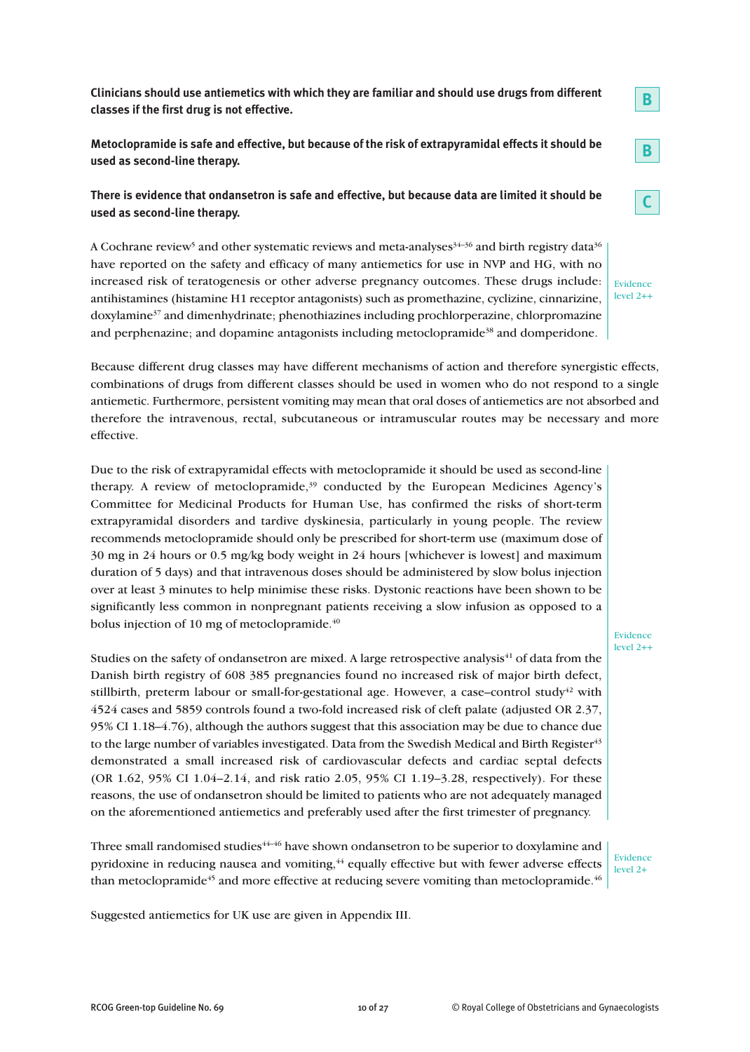**Clinicians should use antiemetics with which they are familiar and should use drugs from different classes if the first drug is not effective.** B

**Metoclopramide is safe and effective, but because of the risk of extrapyramidal effects it should be used as second-line therapy.** B

**There is evidence that ondansetron is safe and effective, but because data are limited it should be used as second-line therapy.** C

A Cochrane review[5] and other systematic reviews and meta-analyses[34–36] and birth registry data[36] have reported on the safety and efficacy of many antiemetics for use in NVP and HG, with no increased risk of teratogenesis or other adverse pregnancy outcomes. These drugs include: antihistamines (histamine H1 receptor antagonists) such as promethazine, cyclizine, cinnarizine, doxylamine[37] and dimenhydrinate; phenothiazines including prochlorperazine, chlorpromazine and perphenazine; and dopamine antagonists including metoclopramide[38] and domperidone.

Evidence level 2++

Because different drug classes may have different mechanisms of action and therefore synergistic effects, combinations of drugs from different classes should be used in women who do not respond to a single antiemetic. Furthermore, persistent vomiting may mean that oral doses of antiemetics are not absorbed and therefore the intravenous, rectal, subcutaneous or intramuscular routes may be necessary and more effective.

Due to the risk of extrapyramidal effects with metoclopramide it should be used as second-line therapy. A review of metoclopramide,[39] conducted by the European Medicines Agency's Committee for Medicinal Products for Human Use, has confirmed the risks of short-term extrapyramidal disorders and tardive dyskinesia, particularly in young people. The review recommends metoclopramide should only be prescribed for short-term use (maximum dose of 30 mg in 24 hours or 0.5 mg/kg body weight in 24 hours [whichever is lowest] and maximum duration of 5 days) and that intravenous doses should be administered by slow bolus injection over at least 3 minutes to help minimise these risks. Dystonic reactions have been shown to be significantly less common in nonpregnant patients receiving a slow infusion as opposed to a bolus injection of 10 mg of metoclopramide.[40]

Studies on the safety of ondansetron are mixed. A large retrospective analysis[41] of data from the Danish birth registry of 608 385 pregnancies found no increased risk of major birth defect, stillbirth, preterm labour or small-for-gestational age. However, a case–control study[42] with 4524 cases and 5859 controls found a two-fold increased risk of cleft palate (adjusted OR 2.37, 95% CI 1.18–4.76), although the authors suggest that this association may be due to chance due to the large number of variables investigated. Data from the Swedish Medical and Birth Register[43] demonstrated a small increased risk of cardiovascular defects and cardiac septal defects (OR 1.62, 95% CI 1.04–2.14, and risk ratio 2.05, 95% CI 1.19–3.28, respectively). For these reasons, the use of ondansetron should be limited to patients who are not adequately managed on the aforementioned antiemetics and preferably used after the first trimester of pregnancy.

Evidence level 2++

Three small randomised studies[44–46] have shown ondansetron to be superior to doxylamine and pyridoxine in reducing nausea and vomiting,[44] equally effective but with fewer adverse effects than metoclopramide[45] and more effective at reducing severe vomiting than metoclopramide.[46]

Evidence level 2+

Suggested antiemetics for UK use are given in Appendix III.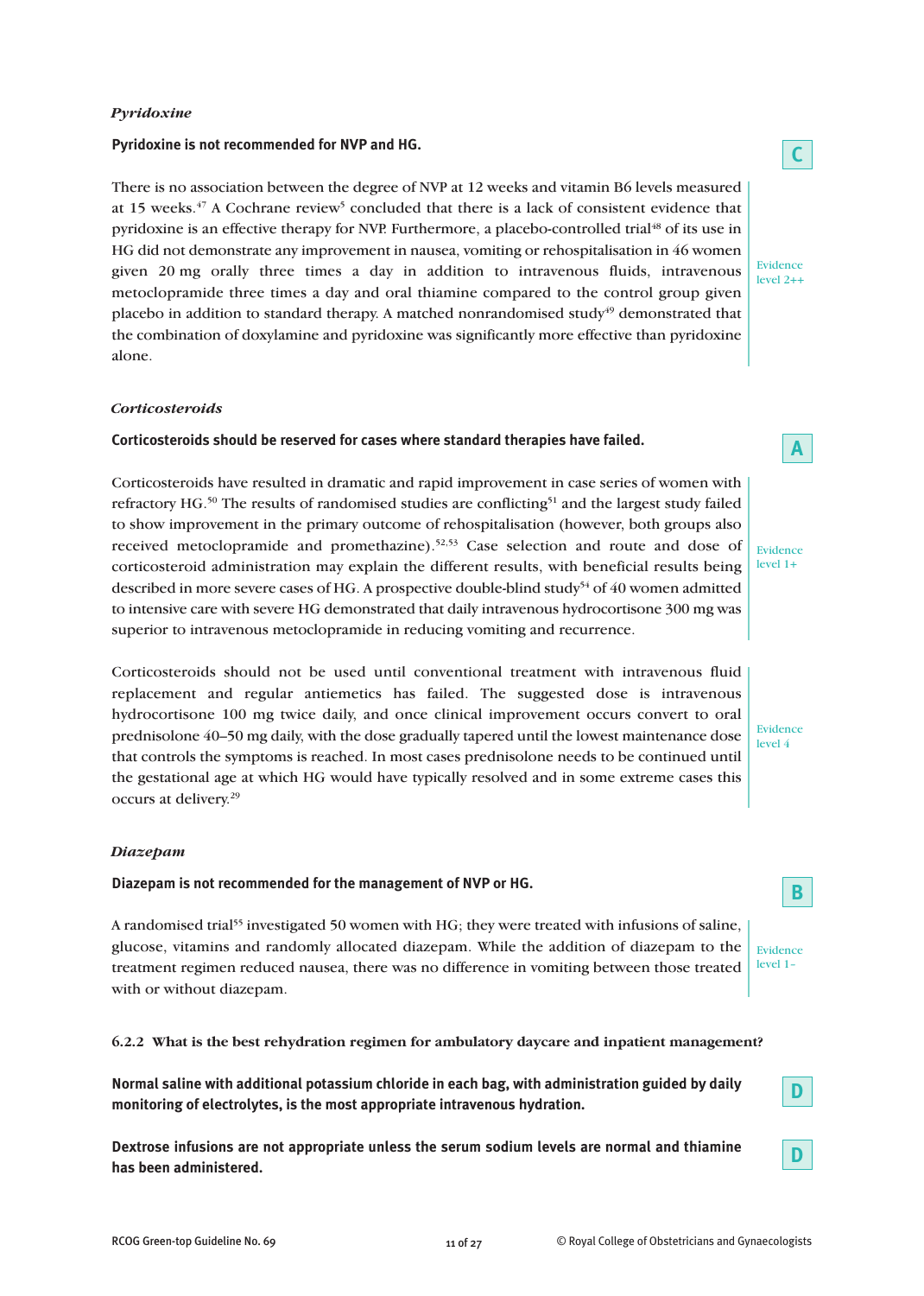### *Pyridoxine*

**Pyridoxine is not recommended for NVP and HG.**

C

There is no association between the degree of NVP at 12 weeks and vitamin B6 levels measured at 15 weeks.[47] A Cochrane review[5] concluded that there is a lack of consistent evidence that pyridoxine is an effective therapy for NVP. Furthermore, a placebo-controlled trial[48] of its use in HG did not demonstrate any improvement in nausea, vomiting or rehospitalisation in 46 women given 20 mg orally three times a day in addition to intravenous fluids, intravenous metoclopramide three times a day and oral thiamine compared to the control group given placebo in addition to standard therapy. A matched nonrandomised study[49] demonstrated that the combination of doxylamine and pyridoxine was significantly more effective than pyridoxine alone.

Evidence level 2++

### *Corticosteroids*

**Corticosteroids should be reserved for cases where standard therapies have failed.**

A

Corticosteroids have resulted in dramatic and rapid improvement in case series of women with refractory HG.[50] The results of randomised studies are conflicting[51] and the largest study failed to show improvement in the primary outcome of rehospitalisation (however, both groups also received metoclopramide and promethazine).[52,53] Case selection and route and dose of corticosteroid administration may explain the different results, with beneficial results being described in more severe cases of HG. A prospective double-blind study[54] of 40 women admitted to intensive care with severe HG demonstrated that daily intravenous hydrocortisone 300 mg was superior to intravenous metoclopramide in reducing vomiting and recurrence.

Evidence level 1+

Corticosteroids should not be used until conventional treatment with intravenous fluid replacement and regular antiemetics has failed. The suggested dose is intravenous hydrocortisone 100 mg twice daily, and once clinical improvement occurs convert to oral prednisolone 40–50 mg daily, with the dose gradually tapered until the lowest maintenance dose that controls the symptoms is reached. In most cases prednisolone needs to be continued until the gestational age at which HG would have typically resolved and in some extreme cases this occurs at delivery.[29]

Evidence level 4

### *Diazepam*

**Diazepam is not recommended for the management of NVP or HG.**

B

A randomised trial[55] investigated 50 women with HG; they were treated with infusions of saline, glucose, vitamins and randomly allocated diazepam. While the addition of diazepam to the treatment regimen reduced nausea, there was no difference in vomiting between those treated with or without diazepam.

Evidence level 1−

### 6.2.2 What is the best rehydration regimen for ambulatory daycare and inpatient management?

**Normal saline with additional potassium chloride in each bag, with administration guided by daily monitoring of electrolytes, is the most appropriate intravenous hydration.**

D

**Dextrose infusions are not appropriate unless the serum sodium levels are normal and thiamine has been administered.**

D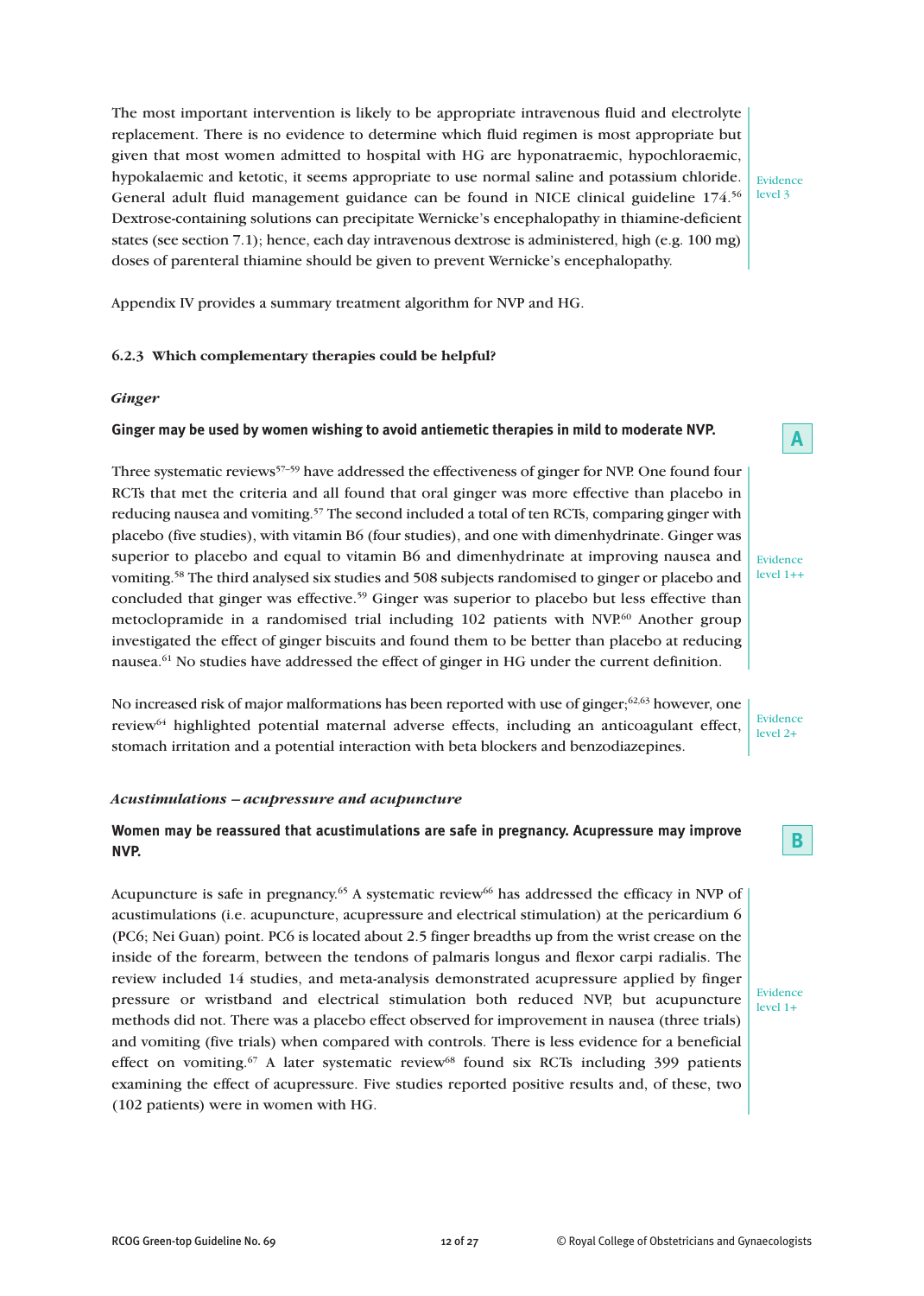The most important intervention is likely to be appropriate intravenous fluid and electrolyte replacement. There is no evidence to determine which fluid regimen is most appropriate but given that most women admitted to hospital with HG are hyponatraemic, hypochloraemic, hypokalaemic and ketotic, it seems appropriate to use normal saline and potassium chloride. General adult fluid management guidance can be found in NICE clinical guideline 174.[56] Dextrose-containing solutions can precipitate Wernicke's encephalopathy in thiamine-deficient states (see section 7.1); hence, each day intravenous dextrose is administered, high (e.g. 100 mg) doses of parenteral thiamine should be given to prevent Wernicke's encephalopathy.

Evidence level 3

Appendix IV provides a summary treatment algorithm for NVP and HG.

### 6.2.3 Which complementary therapies could be helpful?

*Ginger*

**Ginger may be used by women wishing to avoid antiemetic therapies in mild to moderate NVP.**

**A**

Three systematic reviews[57–59] have addressed the effectiveness of ginger for NVP. One found four RCTs that met the criteria and all found that oral ginger was more effective than placebo in reducing nausea and vomiting.[57] The second included a total of ten RCTs, comparing ginger with placebo (five studies), with vitamin B6 (four studies), and one with dimenhydrinate. Ginger was superior to placebo and equal to vitamin B6 and dimenhydrinate at improving nausea and vomiting.[58] The third analysed six studies and 508 subjects randomised to ginger or placebo and concluded that ginger was effective.[59] Ginger was superior to placebo but less effective than metoclopramide in a randomised trial including 102 patients with NVP.[60] Another group investigated the effect of ginger biscuits and found them to be better than placebo at reducing nausea.[61] No studies have addressed the effect of ginger in HG under the current definition.

Evidence level 1++

No increased risk of major malformations has been reported with use of ginger;[62,63] however, one review[64] highlighted potential maternal adverse effects, including an anticoagulant effect, stomach irritation and a potential interaction with beta blockers and benzodiazepines.

Evidence level 2+

*Acustimulations – acupressure and acupuncture*

**Women may be reassured that acustimulations are safe in pregnancy. Acupressure may improve NVP.**

**B**

Acupuncture is safe in pregnancy.[65] A systematic review[66] has addressed the efficacy in NVP of acustimulations (i.e. acupuncture, acupressure and electrical stimulation) at the pericardium 6 (PC6; Nei Guan) point. PC6 is located about 2.5 finger breadths up from the wrist crease on the inside of the forearm, between the tendons of palmaris longus and flexor carpi radialis. The review included 14 studies, and meta-analysis demonstrated acupressure applied by finger pressure or wristband and electrical stimulation both reduced NVP, but acupuncture methods did not. There was a placebo effect observed for improvement in nausea (three trials) and vomiting (five trials) when compared with controls. There is less evidence for a beneficial effect on vomiting.[67] A later systematic review[68] found six RCTs including 399 patients examining the effect of acupressure. Five studies reported positive results and, of these, two (102 patients) were in women with HG.

Evidence level 1+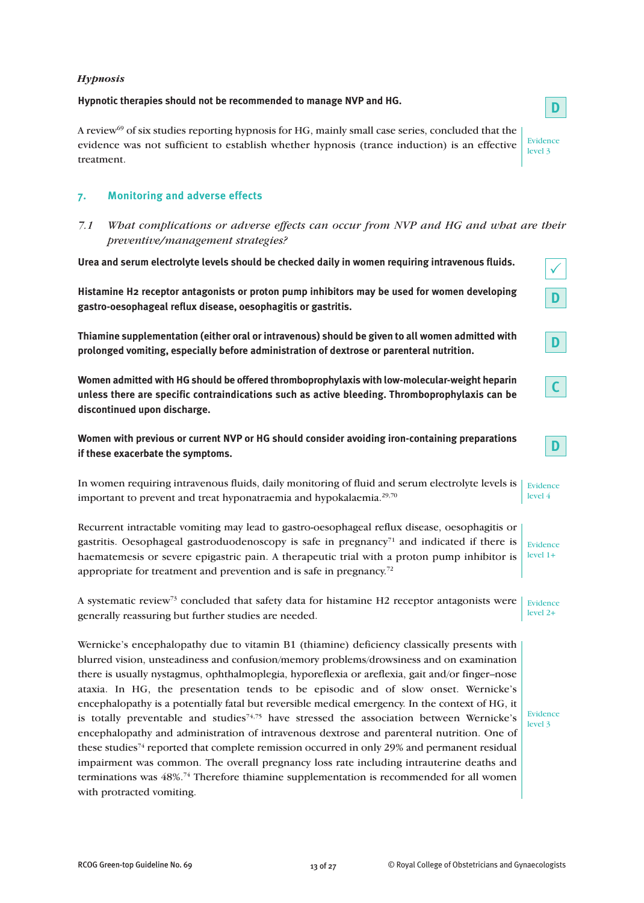*Hypnosis*

**Hypnotic therapies should not be recommended to manage NVP and HG.**

D

A review[69] of six studies reporting hypnosis for HG, mainly small case series, concluded that the evidence was not sufficient to establish whether hypnosis (trance induction) is an effective treatment.

Evidence level 3

## 7. Monitoring and adverse effects

### 7.1 *What complications or adverse effects can occur from NVP and HG and what are their preventive/management strategies?*

**Urea and serum electrolyte levels should be checked daily in women requiring intravenous fluids.**

✓

**Histamine H2 receptor antagonists or proton pump inhibitors may be used for women developing gastro-oesophageal reflux disease, oesophagitis or gastritis.**

D

**Thiamine supplementation (either oral or intravenous) should be given to all women admitted with prolonged vomiting, especially before administration of dextrose or parenteral nutrition.**

D

**Women admitted with HG should be offered thromboprophylaxis with low-molecular-weight heparin unless there are specific contraindications such as active bleeding. Thromboprophylaxis can be discontinued upon discharge.**

C

**Women with previous or current NVP or HG should consider avoiding iron-containing preparations if these exacerbate the symptoms.**

D

In women requiring intravenous fluids, daily monitoring of fluid and serum electrolyte levels is important to prevent and treat hyponatraemia and hypokalaemia.[29,70]

Evidence level 4

Recurrent intractable vomiting may lead to gastro-oesophageal reflux disease, oesophagitis or gastritis. Oesophageal gastroduodenoscopy is safe in pregnancy[71] and indicated if there is haematemesis or severe epigastric pain. A therapeutic trial with a proton pump inhibitor is appropriate for treatment and prevention and is safe in pregnancy.[72]

Evidence level 1+

A systematic review[73] concluded that safety data for histamine H2 receptor antagonists were generally reassuring but further studies are needed.

Evidence level 2+

Wernicke's encephalopathy due to vitamin B1 (thiamine) deficiency classically presents with blurred vision, unsteadiness and confusion/memory problems/drowsiness and on examination there is usually nystagmus, ophthalmoplegia, hyporeflexia or areflexia, gait and/or finger–nose ataxia. In HG, the presentation tends to be episodic and of slow onset. Wernicke's encephalopathy is a potentially fatal but reversible medical emergency. In the context of HG, it is totally preventable and studies[74,75] have stressed the association between Wernicke's encephalopathy and administration of intravenous dextrose and parenteral nutrition. One of these studies[74] reported that complete remission occurred in only 29% and permanent residual impairment was common. The overall pregnancy loss rate including intrauterine deaths and terminations was 48%.[74] Therefore thiamine supplementation is recommended for all women with protracted vomiting.

Evidence level 3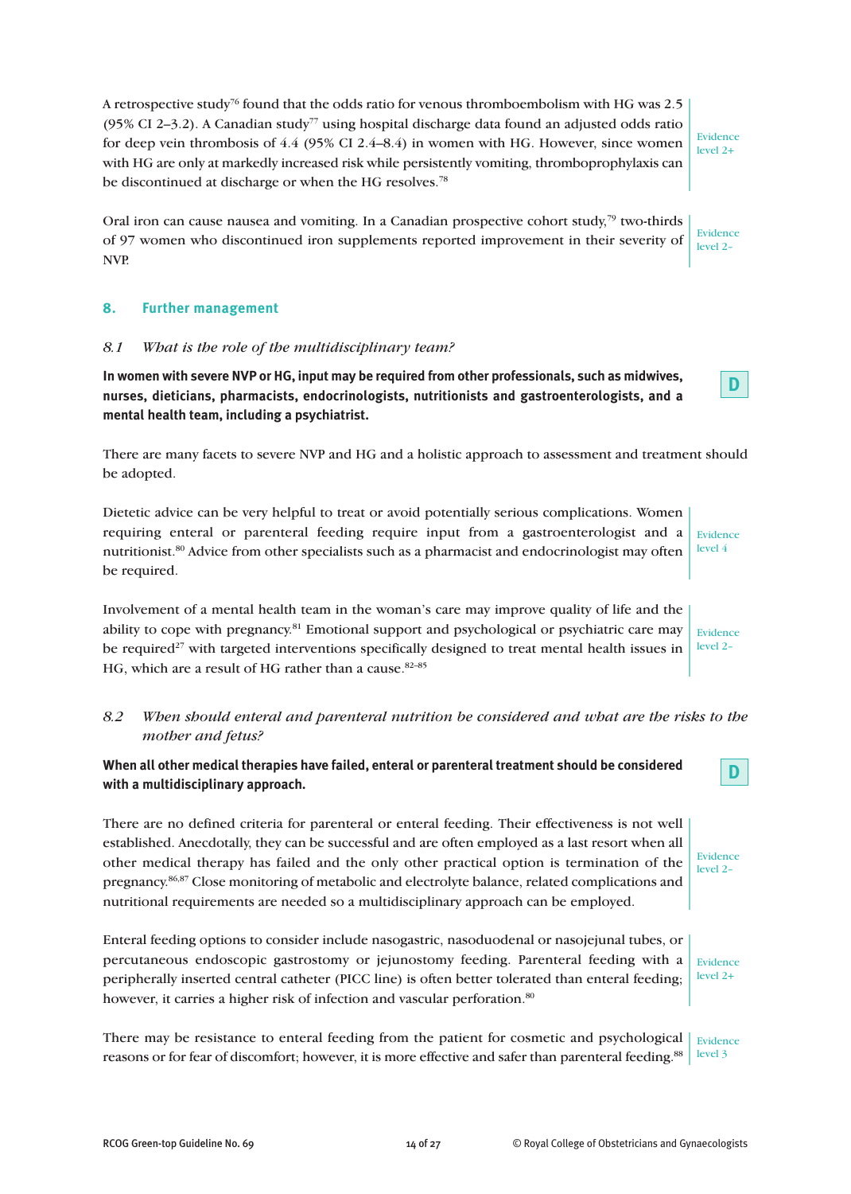A retrospective study[76] found that the odds ratio for venous thromboembolism with HG was 2.5 (95% CI 2–3.2). A Canadian study[77] using hospital discharge data found an adjusted odds ratio for deep vein thrombosis of 4.4 (95% CI 2.4–8.4) in women with HG. However, since women with HG are only at markedly increased risk while persistently vomiting, thromboprophylaxis can be discontinued at discharge or when the HG resolves.[78]

Evidence level 2+

Oral iron can cause nausea and vomiting. In a Canadian prospective cohort study,[79] two-thirds of 97 women who discontinued iron supplements reported improvement in their severity of NVP.

Evidence level 2–

## 8. Further management

### *8.1 What is the role of the multidisciplinary team?*

**In women with severe NVP or HG, input may be required from other professionals, such as midwives, nurses, dieticians, pharmacists, endocrinologists, nutritionists and gastroenterologists, and a mental health team, including a psychiatrist.**

**D**

There are many facets to severe NVP and HG and a holistic approach to assessment and treatment should be adopted.

Dietetic advice can be very helpful to treat or avoid potentially serious complications. Women requiring enteral or parenteral feeding require input from a gastroenterologist and a nutritionist.[80] Advice from other specialists such as a pharmacist and endocrinologist may often be required.

Evidence level 4

Involvement of a mental health team in the woman's care may improve quality of life and the ability to cope with pregnancy.[81] Emotional support and psychological or psychiatric care may be required[27] with targeted interventions specifically designed to treat mental health issues in HG, which are a result of HG rather than a cause.[82–85]

Evidence level 2–

### *8.2 When should enteral and parenteral nutrition be considered and what are the risks to the mother and fetus?*

**When all other medical therapies have failed, enteral or parenteral treatment should be considered with a multidisciplinary approach.**

**D**

There are no defined criteria for parenteral or enteral feeding. Their effectiveness is not well established. Anecdotally, they can be successful and are often employed as a last resort when all other medical therapy has failed and the only other practical option is termination of the pregnancy.[86,87] Close monitoring of metabolic and electrolyte balance, related complications and nutritional requirements are needed so a multidisciplinary approach can be employed.

Evidence level 2–

Enteral feeding options to consider include nasogastric, nasoduodenal or nasojejunal tubes, or percutaneous endoscopic gastrostomy or jejunostomy feeding. Parenteral feeding with a peripherally inserted central catheter (PICC line) is often better tolerated than enteral feeding; however, it carries a higher risk of infection and vascular perforation.[80]

Evidence level 2+

There may be resistance to enteral feeding from the patient for cosmetic and psychological reasons or for fear of discomfort; however, it is more effective and safer than parenteral feeding.[88]

Evidence level 3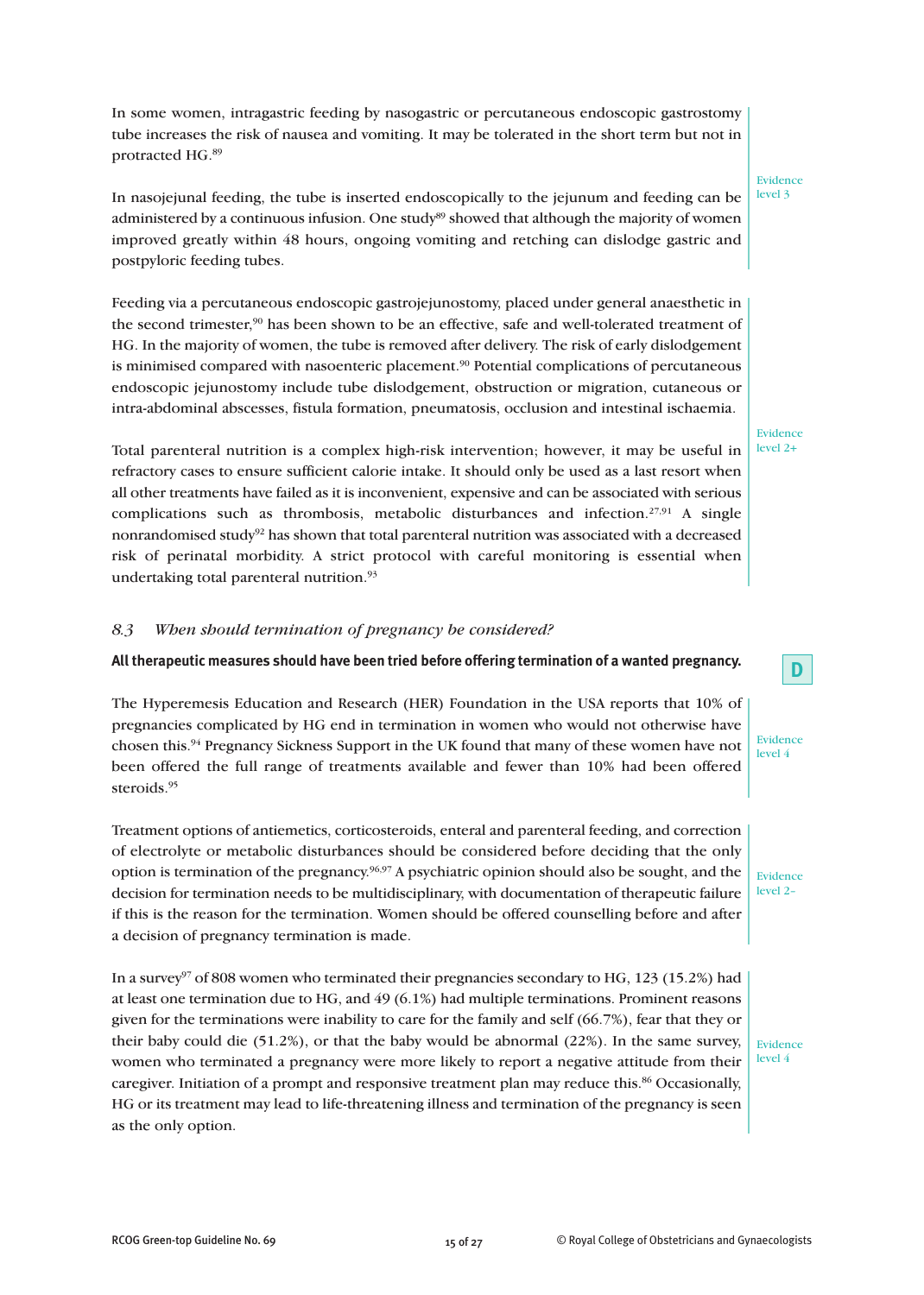In some women, intragastric feeding by nasogastric or percutaneous endoscopic gastrostomy tube increases the risk of nausea and vomiting. It may be tolerated in the short term but not in protracted HG.[89]

In nasojejunal feeding, the tube is inserted endoscopically to the jejunum and feeding can be administered by a continuous infusion. One study[89] showed that although the majority of women improved greatly within 48 hours, ongoing vomiting and retching can dislodge gastric and postpyloric feeding tubes.

Evidence level 3

Feeding via a percutaneous endoscopic gastrojejunostomy, placed under general anaesthetic in the second trimester,[90] has been shown to be an effective, safe and well-tolerated treatment of HG. In the majority of women, the tube is removed after delivery. The risk of early dislodgement is minimised compared with nasoenteric placement.[90] Potential complications of percutaneous endoscopic jejunostomy include tube dislodgement, obstruction or migration, cutaneous or intra-abdominal abscesses, fistula formation, pneumatosis, occlusion and intestinal ischaemia.

Total parenteral nutrition is a complex high-risk intervention; however, it may be useful in refractory cases to ensure sufficient calorie intake. It should only be used as a last resort when all other treatments have failed as it is inconvenient, expensive and can be associated with serious complications such as thrombosis, metabolic disturbances and infection.[27,91] A single nonrandomised study[92] has shown that total parenteral nutrition was associated with a decreased risk of perinatal morbidity. A strict protocol with careful monitoring is essential when undertaking total parenteral nutrition.[93]

Evidence level 2+

### *8.3 When should termination of pregnancy be considered?*

**All therapeutic measures should have been tried before offering termination of a wanted pregnancy.** **D**

The Hyperemesis Education and Research (HER) Foundation in the USA reports that 10% of pregnancies complicated by HG end in termination in women who would not otherwise have chosen this.[94] Pregnancy Sickness Support in the UK found that many of these women have not been offered the full range of treatments available and fewer than 10% had been offered steroids.[95]

Evidence level 4

Treatment options of antiemetics, corticosteroids, enteral and parenteral feeding, and correction of electrolyte or metabolic disturbances should be considered before deciding that the only option is termination of the pregnancy.[96,97] A psychiatric opinion should also be sought, and the decision for termination needs to be multidisciplinary, with documentation of therapeutic failure if this is the reason for the termination. Women should be offered counselling before and after a decision of pregnancy termination is made.

Evidence level 2–

In a survey[97] of 808 women who terminated their pregnancies secondary to HG, 123 (15.2%) had at least one termination due to HG, and 49 (6.1%) had multiple terminations. Prominent reasons given for the terminations were inability to care for the family and self (66.7%), fear that they or their baby could die (51.2%), or that the baby would be abnormal (22%). In the same survey, women who terminated a pregnancy were more likely to report a negative attitude from their caregiver. Initiation of a prompt and responsive treatment plan may reduce this.[86] Occasionally, HG or its treatment may lead to life-threatening illness and termination of the pregnancy is seen as the only option.

Evidence level 4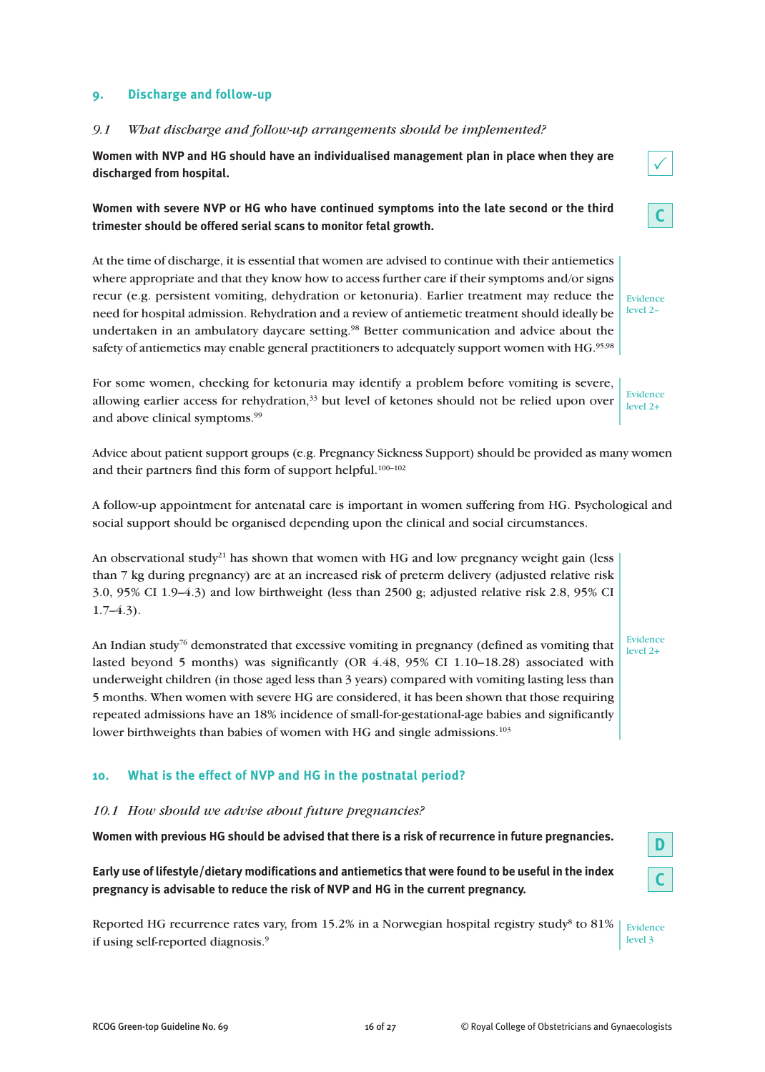## 9. Discharge and follow-up

### *9.1 What discharge and follow-up arrangements should be implemented?*

**Women with NVP and HG should have an individualised management plan in place when they are discharged from hospital.** ✓

**Women with severe NVP or HG who have continued symptoms into the late second or the third trimester should be offered serial scans to monitor fetal growth.** C

At the time of discharge, it is essential that women are advised to continue with their antiemetics where appropriate and that they know how to access further care if their symptoms and/or signs recur (e.g. persistent vomiting, dehydration or ketonuria). Earlier treatment may reduce the need for hospital admission. Rehydration and a review of antiemetic treatment should ideally be undertaken in an ambulatory daycare setting.[98] Better communication and advice about the safety of antiemetics may enable general practitioners to adequately support women with HG.[95,98]

Evidence level 2–

For some women, checking for ketonuria may identify a problem before vomiting is severe, allowing earlier access for rehydration,[33] but level of ketones should not be relied upon over and above clinical symptoms.[99]

Evidence level 2+

Advice about patient support groups (e.g. Pregnancy Sickness Support) should be provided as many women and their partners find this form of support helpful.[100–102]

A follow-up appointment for antenatal care is important in women suffering from HG. Psychological and social support should be organised depending upon the clinical and social circumstances.

An observational study[21] has shown that women with HG and low pregnancy weight gain (less than 7 kg during pregnancy) are at an increased risk of preterm delivery (adjusted relative risk 3.0, 95% CI 1.9–4.3) and low birthweight (less than 2500 g; adjusted relative risk 2.8, 95% CI 1.7–4.3).

An Indian study[76] demonstrated that excessive vomiting in pregnancy (defined as vomiting that lasted beyond 5 months) was significantly (OR 4.48, 95% CI 1.10–18.28) associated with underweight children (in those aged less than 3 years) compared with vomiting lasting less than 5 months. When women with severe HG are considered, it has been shown that those requiring repeated admissions have an 18% incidence of small-for-gestational-age babies and significantly lower birthweights than babies of women with HG and single admissions.[103]

Evidence level 2+

## 10. What is the effect of NVP and HG in the postnatal period?

### *10.1 How should we advise about future pregnancies?*

**Women with previous HG should be advised that there is a risk of recurrence in future pregnancies.** D

**Early use of lifestyle/dietary modifications and antiemetics that were found to be useful in the index pregnancy is advisable to reduce the risk of NVP and HG in the current pregnancy.** C

Reported HG recurrence rates vary, from 15.2% in a Norwegian hospital registry study[8] to 81% if using self-reported diagnosis.[9]

Evidence level 3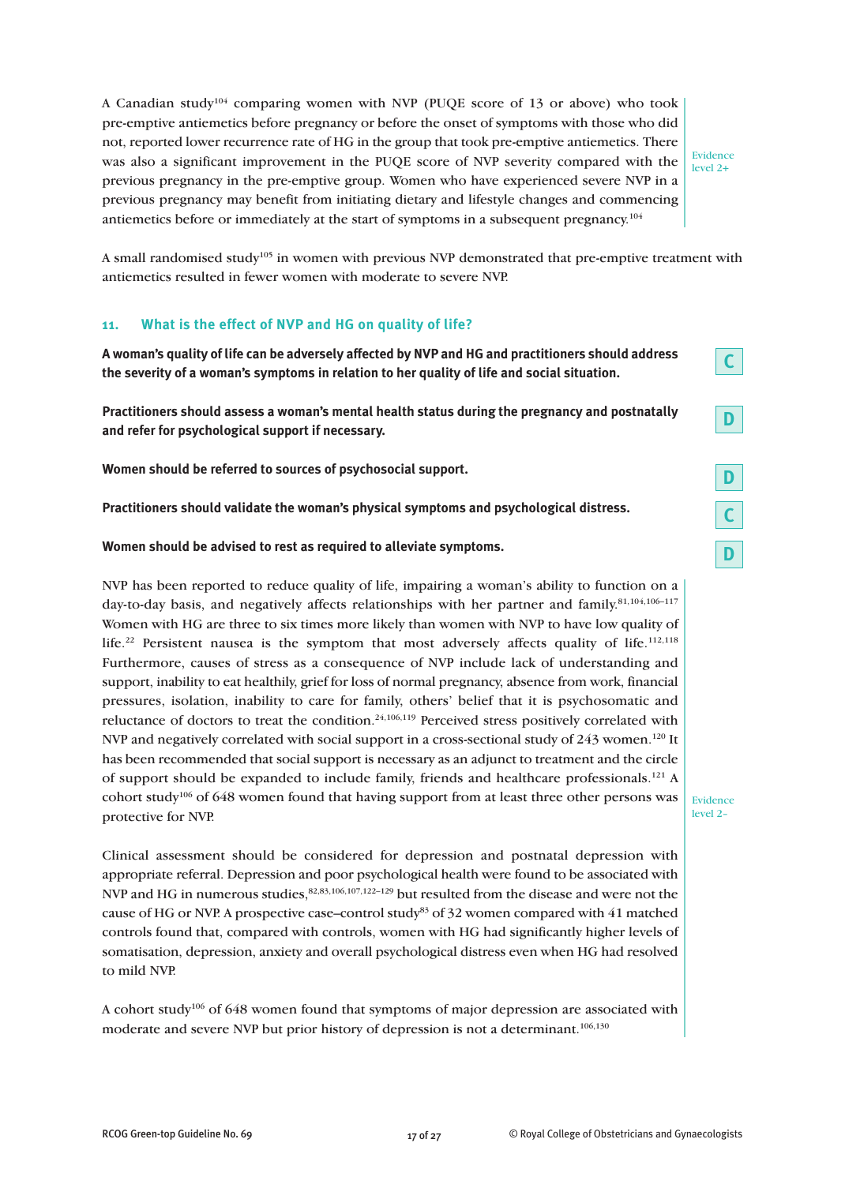A Canadian study[104] comparing women with NVP (PUQE score of 13 or above) who took pre-emptive antiemetics before pregnancy or before the onset of symptoms with those who did not, reported lower recurrence rate of HG in the group that took pre-emptive antiemetics. There was also a significant improvement in the PUQE score of NVP severity compared with the previous pregnancy in the pre-emptive group. Women who have experienced severe NVP in a previous pregnancy may benefit from initiating dietary and lifestyle changes and commencing antiemetics before or immediately at the start of symptoms in a subsequent pregnancy.[104]

Evidence level 2+

A small randomised study[105] in women with previous NVP demonstrated that pre-emptive treatment with antiemetics resulted in fewer women with moderate to severe NVP.

## 11. What is the effect of NVP and HG on quality of life?

**A woman's quality of life can be adversely affected by NVP and HG and practitioners should address the severity of a woman's symptoms in relation to her quality of life and social situation.** C

**Practitioners should assess a woman's mental health status during the pregnancy and postnatally and refer for psychological support if necessary.** D

**Women should be referred to sources of psychosocial support.** D

**Practitioners should validate the woman's physical symptoms and psychological distress.** C

**Women should be advised to rest as required to alleviate symptoms.** D

NVP has been reported to reduce quality of life, impairing a woman's ability to function on a day-to-day basis, and negatively affects relationships with her partner and family.[81,104,106–117] Women with HG are three to six times more likely than women with NVP to have low quality of life.[22] Persistent nausea is the symptom that most adversely affects quality of life.[112,118] Furthermore, causes of stress as a consequence of NVP include lack of understanding and support, inability to eat healthily, grief for loss of normal pregnancy, absence from work, financial pressures, isolation, inability to care for family, others' belief that it is psychosomatic and reluctance of doctors to treat the condition.[24,106,119] Perceived stress positively correlated with NVP and negatively correlated with social support in a cross-sectional study of 243 women.[120] It has been recommended that social support is necessary as an adjunct to treatment and the circle of support should be expanded to include family, friends and healthcare professionals.[121] A cohort study[106] of 648 women found that having support from at least three other persons was protective for NVP.

Evidence level 2–

Clinical assessment should be considered for depression and postnatal depression with appropriate referral. Depression and poor psychological health were found to be associated with NVP and HG in numerous studies,[82,83,106,107,122–129] but resulted from the disease and were not the cause of HG or NVP. A prospective case–control study[83] of 32 women compared with 41 matched controls found that, compared with controls, women with HG had significantly higher levels of somatisation, depression, anxiety and overall psychological distress even when HG had resolved to mild NVP.

A cohort study[106] of 648 women found that symptoms of major depression are associated with moderate and severe NVP but prior history of depression is not a determinant.[106,130]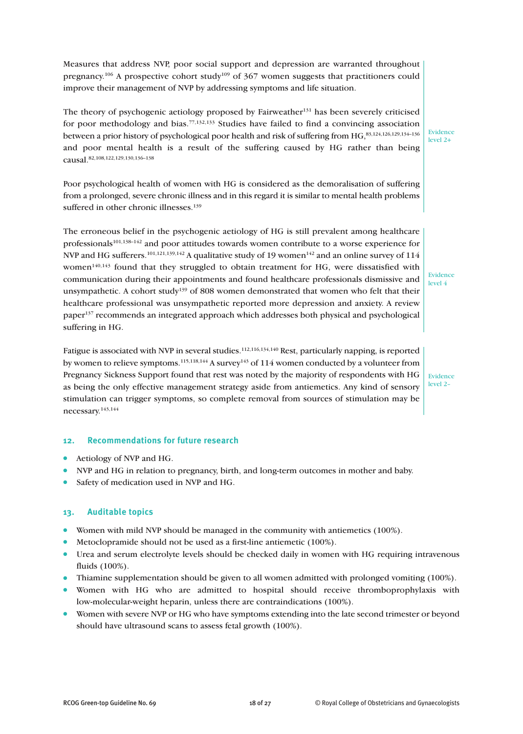Measures that address NVP, poor social support and depression are warranted throughout pregnancy.[106] A prospective cohort study[109] of 367 women suggests that practitioners could improve their management of NVP by addressing symptoms and life situation.

The theory of psychogenic aetiology proposed by Fairweather[131] has been severely criticised for poor methodology and bias.[77,132,133] Studies have failed to find a convincing association between a prior history of psychological poor health and risk of suffering from HG,[83,124,126,129,134–136] and poor mental health is a result of the suffering caused by HG rather than being causal.[82,108,122,129,130,136–138]

Poor psychological health of women with HG is considered as the demoralisation of suffering from a prolonged, severe chronic illness and in this regard it is similar to mental health problems suffered in other chronic illnesses.[139]

Evidence level 2+

The erroneous belief in the psychogenic aetiology of HG is still prevalent among healthcare professionals[101,138–142] and poor attitudes towards women contribute to a worse experience for NVP and HG sufferers.[101,121,139,142] A qualitative study of 19 women[142] and an online survey of 114 women[140,143] found that they struggled to obtain treatment for HG, were dissatisfied with communication during their appointments and found healthcare professionals dismissive and unsympathetic. A cohort study[139] of 808 women demonstrated that women who felt that their healthcare professional was unsympathetic reported more depression and anxiety. A review paper[137] recommends an integrated approach which addresses both physical and psychological suffering in HG.

Evidence level 4

Fatigue is associated with NVP in several studies.[112,116,134,140] Rest, particularly napping, is reported by women to relieve symptoms.[115,118,144] A survey[143] of 114 women conducted by a volunteer from Pregnancy Sickness Support found that rest was noted by the majority of respondents with HG as being the only effective management strategy aside from antiemetics. Any kind of sensory stimulation can trigger symptoms, so complete removal from sources of stimulation may be necessary.[143,144]

Evidence level 2–

## 12. Recommendations for future research

- Aetiology of NVP and HG.
- NVP and HG in relation to pregnancy, birth, and long-term outcomes in mother and baby.
- Safety of medication used in NVP and HG.

## 13. Auditable topics

- Women with mild NVP should be managed in the community with antiemetics (100%).
- Metoclopramide should not be used as a first-line antiemetic (100%).
- Urea and serum electrolyte levels should be checked daily in women with HG requiring intravenous fluids (100%).
- Thiamine supplementation should be given to all women admitted with prolonged vomiting (100%).
- Women with HG who are admitted to hospital should receive thromboprophylaxis with low-molecular-weight heparin, unless there are contraindications (100%).
- Women with severe NVP or HG who have symptoms extending into the late second trimester or beyond should have ultrasound scans to assess fetal growth (100%).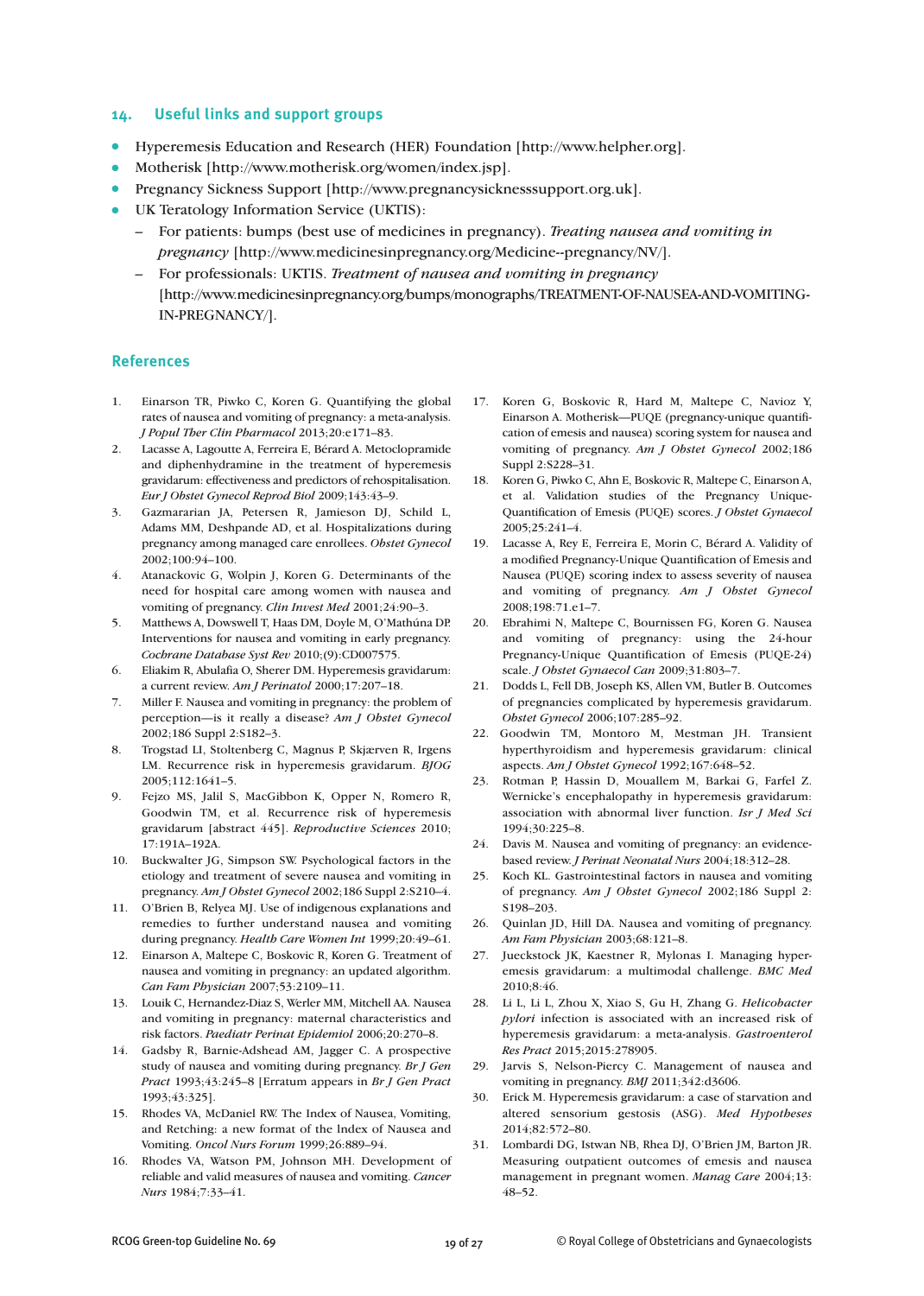## 14. Useful links and support groups

- Hyperemesis Education and Research (HER) Foundation [http://www.helpher.org].
- Motherisk [http://www.motherisk.org/women/index.jsp].
- Pregnancy Sickness Support [http://www.pregnancysicknesssupport.org.uk].
- UK Teratology Information Service (UKTIS):
  - For patients: bumps (best use of medicines in pregnancy). *Treating nausea and vomiting in pregnancy* [http://www.medicinesinpregnancy.org/Medicine--pregnancy/NV/].
  - For professionals: UKTIS. *Treatment of nausea and vomiting in pregnancy* [http://www.medicinesinpregnancy.org/bumps/monographs/TREATMENT-OF-NAUSEA-AND-VOMITING-IN-PREGNANCY/].

## References

1. Einarson TR, Piwko C, Koren G. Quantifying the global rates of nausea and vomiting of pregnancy: a meta-analysis. *J Popul Ther Clin Pharmacol* 2013;20:e171–83.
2. Lacasse A, Lagoutte A, Ferreira E, Bérard A. Metoclopramide and diphenhydramine in the treatment of hyperemesis gravidarum: effectiveness and predictors of rehospitalisation. *Eur J Obstet Gynecol Reprod Biol* 2009;143:43–9.
3. Gazmararian JA, Petersen R, Jamieson DJ, Schild L, Adams MM, Deshpande AD, et al. Hospitalizations during pregnancy among managed care enrollees. *Obstet Gynecol* 2002;100:94–100.
4. Atanackovic G, Wolpin J, Koren G. Determinants of the need for hospital care among women with nausea and vomiting of pregnancy. *Clin Invest Med* 2001;24:90–3.
5. Matthews A, Dowswell T, Haas DM, Doyle M, O'Mathúna DP. Interventions for nausea and vomiting in early pregnancy. *Cochrane Database Syst Rev* 2010;(9):CD007575.
6. Eliakim R, Abulafia O, Sherer DM. Hyperemesis gravidarum: a current review. *Am J Perinatol* 2000;17:207–18.
7. Miller F. Nausea and vomiting in pregnancy: the problem of perception—is it really a disease? *Am J Obstet Gynecol* 2002;186 Suppl 2:S182–3.
8. Trogstad LI, Stoltenberg C, Magnus P, Skjærven R, Irgens LM. Recurrence risk in hyperemesis gravidarum. *BJOG* 2005;112:1641–5.
9. Fejzo MS, Jalil S, MacGibbon K, Opper N, Romero R, Goodwin TM, et al. Recurrence risk of hyperemesis gravidarum [abstract 445]. *Reproductive Sciences* 2010; 17:191A–192A.
10. Buckwalter JG, Simpson SW. Psychological factors in the etiology and treatment of severe nausea and vomiting in pregnancy. *Am J Obstet Gynecol* 2002;186 Suppl 2:S210–4.
11. O'Brien B, Relyea MJ. Use of indigenous explanations and remedies to further understand nausea and vomiting during pregnancy. *Health Care Women Int* 1999;20:49–61.
12. Einarson A, Maltepe C, Boskovic R, Koren G. Treatment of nausea and vomiting in pregnancy: an updated algorithm. *Can Fam Physician* 2007;53:2109–11.
13. Louik C, Hernandez-Diaz S, Werler MM, Mitchell AA. Nausea and vomiting in pregnancy: maternal characteristics and risk factors. *Paediatr Perinat Epidemiol* 2006;20:270–8.
14. Gadsby R, Barnie-Adshead AM, Jagger C. A prospective study of nausea and vomiting during pregnancy. *Br J Gen Pract* 1993;43:245–8 [Erratum appears in *Br J Gen Pract* 1993;43:325].
15. Rhodes VA, McDaniel RW. The Index of Nausea, Vomiting, and Retching: a new format of the Index of Nausea and Vomiting. *Oncol Nurs Forum* 1999;26:889–94.
16. Rhodes VA, Watson PM, Johnson MH. Development of reliable and valid measures of nausea and vomiting. *Cancer Nurs* 1984;7:33–41.
17. Koren G, Boskovic R, Hard M, Maltepe C, Navioz Y, Einarson A. Motherisk—PUQE (pregnancy-unique quantification of emesis and nausea) scoring system for nausea and vomiting of pregnancy. *Am J Obstet Gynecol* 2002;186 Suppl 2:S228–31.
18. Koren G, Piwko C, Ahn E, Boskovic R, Maltepe C, Einarson A, et al. Validation studies of the Pregnancy Unique-Quantification of Emesis (PUQE) scores. *J Obstet Gynaecol* 2005;25:241–4.
19. Lacasse A, Rey E, Ferreira E, Morin C, Bérard A. Validity of a modified Pregnancy-Unique Quantification of Emesis and Nausea (PUQE) scoring index to assess severity of nausea and vomiting of pregnancy. *Am J Obstet Gynecol* 2008;198:71.e1–7.
20. Ebrahimi N, Maltepe C, Bournissen FG, Koren G. Nausea and vomiting of pregnancy: using the 24-hour Pregnancy-Unique Quantification of Emesis (PUQE-24) scale. *J Obstet Gynaecol Can* 2009;31:803–7.
21. Dodds L, Fell DB, Joseph KS, Allen VM, Butler B. Outcomes of pregnancies complicated by hyperemesis gravidarum. *Obstet Gynecol* 2006;107:285–92.
22. Goodwin TM, Montoro M, Mestman JH. Transient hyperthyroidism and hyperemesis gravidarum: clinical aspects. *Am J Obstet Gynecol* 1992;167:648–52.
23. Rotman P, Hassin D, Mouallem M, Barkai G, Farfel Z. Wernicke's encephalopathy in hyperemesis gravidarum: association with abnormal liver function. *Isr J Med Sci* 1994;30:225–8.
24. Davis M. Nausea and vomiting of pregnancy: an evidence-based review. *J Perinat Neonatal Nurs* 2004;18:312–28.
25. Koch KL. Gastrointestinal factors in nausea and vomiting of pregnancy. *Am J Obstet Gynecol* 2002;186 Suppl 2: S198–203.
26. Quinlan JD, Hill DA. Nausea and vomiting of pregnancy. *Am Fam Physician* 2003;68:121–8.
27. Jueckstock JK, Kaestner R, Mylonas I. Managing hyperemesis gravidarum: a multimodal challenge. *BMC Med* 2010;8:46.
28. Li L, Li L, Zhou X, Xiao S, Gu H, Zhang G. *Helicobacter pylori* infection is associated with an increased risk of hyperemesis gravidarum: a meta-analysis. *Gastroenterol Res Pract* 2015;2015:278905.
29. Jarvis S, Nelson-Piercy C. Management of nausea and vomiting in pregnancy. *BMJ* 2011;342:d3606.
30. Erick M. Hyperemesis gravidarum: a case of starvation and altered sensorium gestosis (ASG). *Med Hypotheses* 2014;82:572–80.
31. Lombardi DG, Istwan NB, Rhea DJ, O'Brien JM, Barton JR. Measuring outpatient outcomes of emesis and nausea management in pregnant women. *Manag Care* 2004;13: 48–52.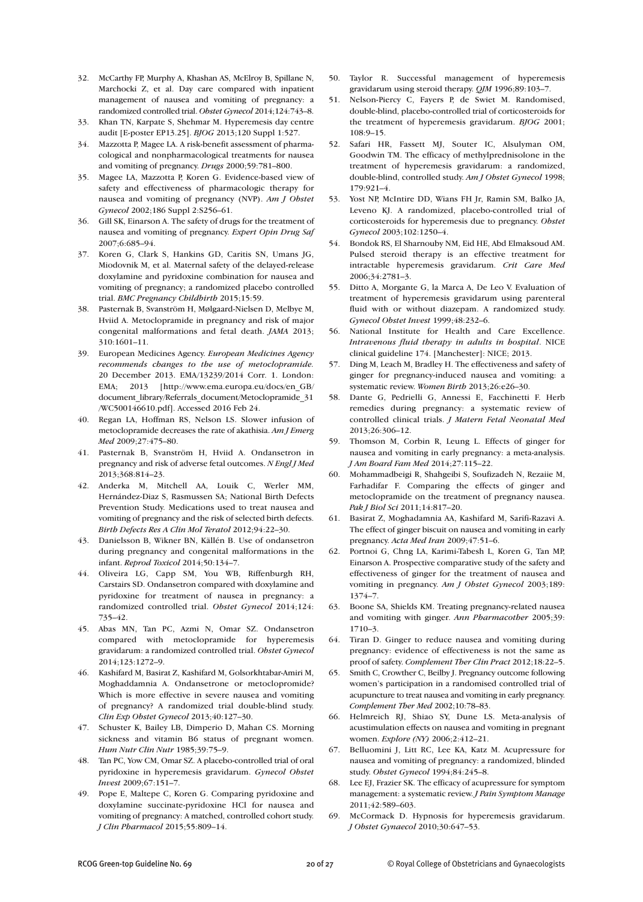32. McCarthy FP, Murphy A, Khashan AS, McElroy B, Spillane N, Marchocki Z, et al. Day care compared with inpatient management of nausea and vomiting of pregnancy: a randomized controlled trial. *Obstet Gynecol* 2014;124:743–8.
33. Khan TN, Karpate S, Shehmar M. Hyperemesis day centre audit [E-poster EP13.25]. *BJOG* 2013;120 Suppl 1:527.
34. Mazzotta P, Magee LA. A risk-benefit assessment of pharmacological and nonpharmacological treatments for nausea and vomiting of pregnancy. *Drugs* 2000;59:781–800.
35. Magee LA, Mazzotta P, Koren G. Evidence-based view of safety and effectiveness of pharmacologic therapy for nausea and vomiting of pregnancy (NVP). *Am J Obstet Gynecol* 2002;186 Suppl 2:S256–61.
36. Gill SK, Einarson A. The safety of drugs for the treatment of nausea and vomiting of pregnancy. *Expert Opin Drug Saf* 2007;6:685–94.
37. Koren G, Clark S, Hankins GD, Caritis SN, Umans JG, Miodovnik M, et al. Maternal safety of the delayed-release doxylamine and pyridoxine combination for nausea and vomiting of pregnancy; a randomized placebo controlled trial. *BMC Pregnancy Childbirth* 2015;15:59.
38. Pasternak B, Svanström H, Mølgaard-Nielsen D, Melbye M, Hviid A. Metoclopramide in pregnancy and risk of major congenital malformations and fetal death. *JAMA* 2013; 310:1601–11.
39. European Medicines Agency. *European Medicines Agency recommends changes to the use of metoclopramide.* 20 December 2013. EMA/13239/2014 Corr. 1. London: EMA; 2013 [http://www.ema.europa.eu/docs/en_GB/document_library/Referrals_document/Metoclopramide_31/WC500146610.pdf]. Accessed 2016 Feb 24.
40. Regan LA, Hoffman RS, Nelson LS. Slower infusion of metoclopramide decreases the rate of akathisia. *Am J Emerg Med* 2009;27:475–80.
41. Pasternak B, Svanström H, Hviid A. Ondansetron in pregnancy and risk of adverse fetal outcomes. *N Engl J Med* 2013;368:814–23.
42. Anderka M, Mitchell AA, Louik C, Werler MM, Hernández-Diaz S, Rasmussen SA; National Birth Defects Prevention Study. Medications used to treat nausea and vomiting of pregnancy and the risk of selected birth defects. *Birth Defects Res A Clin Mol Teratol* 2012;94:22–30.
43. Danielsson B, Wikner BN, Källén B. Use of ondansetron during pregnancy and congenital malformations in the infant. *Reprod Toxicol* 2014;50:134–7.
44. Oliveira LG, Capp SM, You WB, Riffenburgh RH, Carstairs SD. Ondansetron compared with doxylamine and pyridoxine for treatment of nausea in pregnancy: a randomized controlled trial. *Obstet Gynecol* 2014;124: 735–42.
45. Abas MN, Tan PC, Azmi N, Omar SZ. Ondansetron compared with metoclopramide for hyperemesis gravidarum: a randomized controlled trial. *Obstet Gynecol* 2014;123:1272–9.
46. Kashifard M, Basirat Z, Kashifard M, Golsorkhtabar-Amiri M, Moghaddamnia A. Ondansetrone or metoclopromide? Which is more effective in severe nausea and vomiting of pregnancy? A randomized trial double-blind study. *Clin Exp Obstet Gynecol* 2013;40:127–30.
47. Schuster K, Bailey LB, Dimperio D, Mahan CS. Morning sickness and vitamin B6 status of pregnant women. *Hum Nutr Clin Nutr* 1985;39:75–9.
48. Tan PC, Yow CM, Omar SZ. A placebo-controlled trial of oral pyridoxine in hyperemesis gravidarum. *Gynecol Obstet Invest* 2009;67:151–7.
49. Pope E, Maltepe C, Koren G. Comparing pyridoxine and doxylamine succinate-pyridoxine HCl for nausea and vomiting of pregnancy: A matched, controlled cohort study. *J Clin Pharmacol* 2015;55:809–14.
50. Taylor R. Successful management of hyperemesis gravidarum using steroid therapy. *QJM* 1996;89:103–7.
51. Nelson-Piercy C, Fayers P, de Swiet M. Randomised, double-blind, placebo-controlled trial of corticosteroids for the treatment of hyperemesis gravidarum. *BJOG* 2001; 108:9–15.
52. Safari HR, Fassett MJ, Souter IC, Alsulyman OM, Goodwin TM. The efficacy of methylprednisolone in the treatment of hyperemesis gravidarum: a randomized, double-blind, controlled study. *Am J Obstet Gynecol* 1998; 179:921–4.
53. Yost NP, McIntire DD, Wians FH Jr, Ramin SM, Balko JA, Leveno KJ. A randomized, placebo-controlled trial of corticosteroids for hyperemesis due to pregnancy. *Obstet Gynecol* 2003;102:1250–4.
54. Bondok RS, El Sharnouby NM, Eid HE, Abd Elmaksoud AM. Pulsed steroid therapy is an effective treatment for intractable hyperemesis gravidarum. *Crit Care Med* 2006;34:2781–3.
55. Ditto A, Morgante G, la Marca A, De Leo V. Evaluation of treatment of hyperemesis gravidarum using parenteral fluid with or without diazepam. A randomized study. *Gynecol Obstet Invest* 1999;48:232–6.
56. National Institute for Health and Care Excellence. *Intravenous fluid therapy in adults in hospital*. NICE clinical guideline 174. [Manchester]: NICE; 2013.
57. Ding M, Leach M, Bradley H. The effectiveness and safety of ginger for pregnancy-induced nausea and vomiting: a systematic review. *Women Birth* 2013;26:e26–30.
58. Dante G, Pedrielli G, Annessi E, Facchinetti F. Herb remedies during pregnancy: a systematic review of controlled clinical trials. *J Matern Fetal Neonatal Med* 2013;26:306–12.
59. Thomson M, Corbin R, Leung L. Effects of ginger for nausea and vomiting in early pregnancy: a meta-analysis. *J Am Board Fam Med* 2014;27:115–22.
60. Mohammadbeigi R, Shahgeibi S, Soufizadeh N, Rezaiie M, Farhadifar F. Comparing the effects of ginger and metoclopramide on the treatment of pregnancy nausea. *Pak J Biol Sci* 2011;14:817–20.
61. Basirat Z, Moghadamnia AA, Kashifard M, Sarifi-Razavi A. The effect of ginger biscuit on nausea and vomiting in early pregnancy. *Acta Med Iran* 2009;47:51–6.
62. Portnoi G, Chng LA, Karimi-Tabesh L, Koren G, Tan MP, Einarson A. Prospective comparative study of the safety and effectiveness of ginger for the treatment of nausea and vomiting in pregnancy. *Am J Obstet Gynecol* 2003;189: 1374–7.
63. Boone SA, Shields KM. Treating pregnancy-related nausea and vomiting with ginger. *Ann Pharmacother* 2005;39: 1710–3.
64. Tiran D. Ginger to reduce nausea and vomiting during pregnancy: evidence of effectiveness is not the same as proof of safety. *Complement Ther Clin Pract* 2012;18:22–5.
65. Smith C, Crowther C, Beilby J. Pregnancy outcome following women's participation in a randomised controlled trial of acupuncture to treat nausea and vomiting in early pregnancy. *Complement Ther Med* 2002;10:78–83.
66. Helmreich RJ, Shiao SY, Dune LS. Meta-analysis of acustimulation effects on nausea and vomiting in pregnant women. *Explore (NY)* 2006;2:412–21.
67. Belluomini J, Litt RC, Lee KA, Katz M. Acupressure for nausea and vomiting of pregnancy: a randomized, blinded study. *Obstet Gynecol* 1994;84:245–8.
68. Lee EJ, Frazier SK. The efficacy of acupressure for symptom management: a systematic review. *J Pain Symptom Manage* 2011;42:589–603.
69. McCormack D. Hypnosis for hyperemesis gravidarum. *J Obstet Gynaecol* 2010;30:647–53.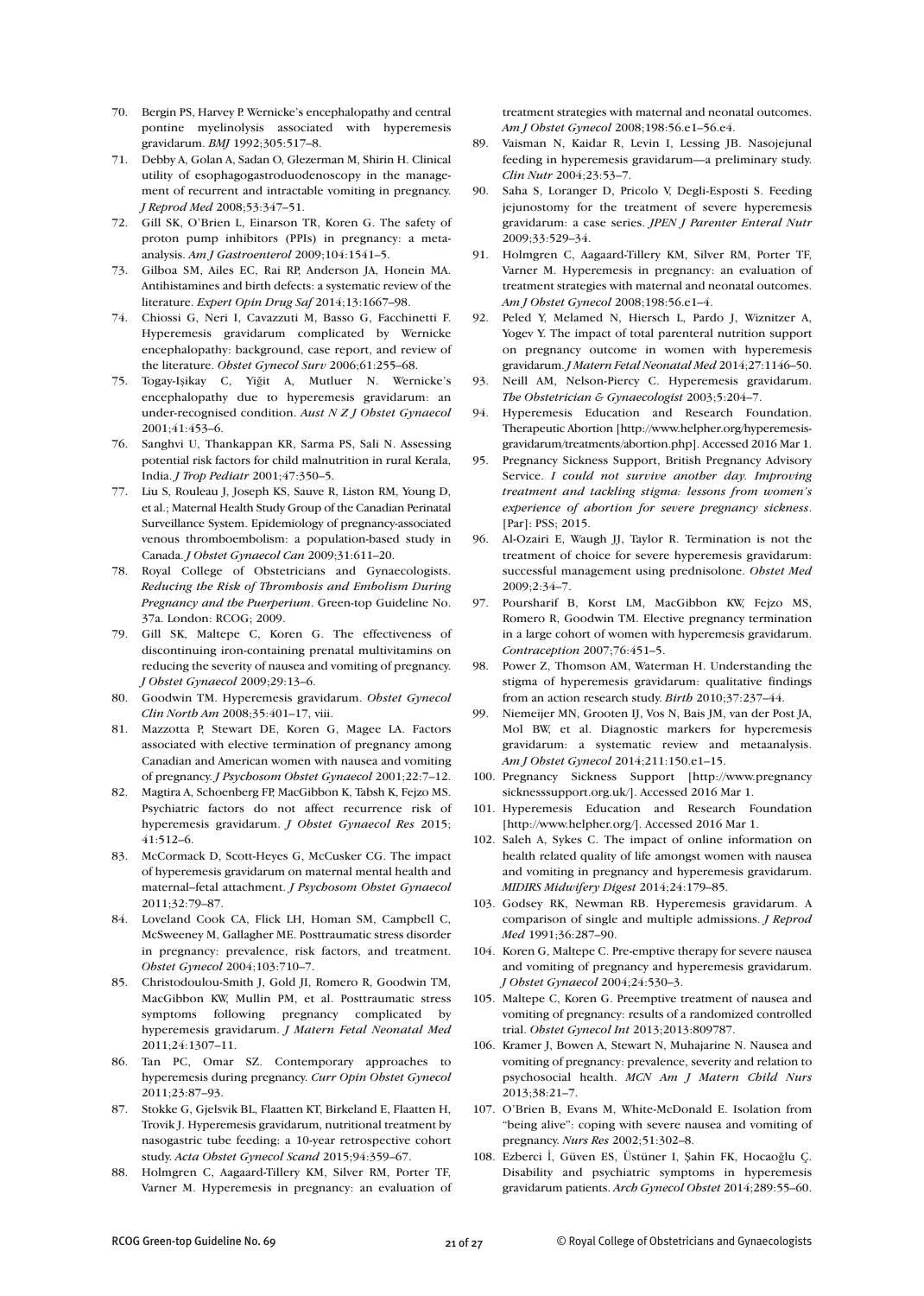70. Bergin PS, Harvey P. Wernicke's encephalopathy and central pontine myelinolysis associated with hyperemesis gravidarum. *BMJ* 1992;305:517–8.
71. Debby A, Golan A, Sadan O, Glezerman M, Shirin H. Clinical utility of esophagogastroduodenoscopy in the management of recurrent and intractable vomiting in pregnancy. *J Reprod Med* 2008;53:347–51.
72. Gill SK, O'Brien L, Einarson TR, Koren G. The safety of proton pump inhibitors (PPIs) in pregnancy: a meta-analysis. *Am J Gastroenterol* 2009;104:1541–5.
73. Gilboa SM, Ailes EC, Rai RP, Anderson JA, Honein MA. Antihistamines and birth defects: a systematic review of the literature. *Expert Opin Drug Saf* 2014;13:1667–98.
74. Chiossi G, Neri I, Cavazzuti M, Basso G, Facchinetti F. Hyperemesis gravidarum complicated by Wernicke encephalopathy: background, case report, and review of the literature. *Obstet Gynecol Surv* 2006;61:255–68.
75. Togay-Işikay C, Yiğit A, Mutluer N. Wernicke's encephalopathy due to hyperemesis gravidarum: an under-recognised condition. *Aust N Z J Obstet Gynaecol* 2001;41:453–6.
76. Sanghvi U, Thankappan KR, Sarma PS, Sali N. Assessing potential risk factors for child malnutrition in rural Kerala, India. *J Trop Pediatr* 2001;47:350–5.
77. Liu S, Rouleau J, Joseph KS, Sauve R, Liston RM, Young D, et al.; Maternal Health Study Group of the Canadian Perinatal Surveillance System. Epidemiology of pregnancy-associated venous thromboembolism: a population-based study in Canada. *J Obstet Gynaecol Can* 2009;31:611–20.
78. Royal College of Obstetricians and Gynaecologists. *Reducing the Risk of Thrombosis and Embolism During Pregnancy and the Puerperium*. Green-top Guideline No. 37a. London: RCOG; 2009.
79. Gill SK, Maltepe C, Koren G. The effectiveness of discontinuing iron-containing prenatal multivitamins on reducing the severity of nausea and vomiting of pregnancy. *J Obstet Gynaecol* 2009;29:13–6.
80. Goodwin TM. Hyperemesis gravidarum. *Obstet Gynecol Clin North Am* 2008;35:401–17, viii.
81. Mazzotta P, Stewart DE, Koren G, Magee LA. Factors associated with elective termination of pregnancy among Canadian and American women with nausea and vomiting of pregnancy. *J Psychosom Obstet Gynaecol* 2001;22:7–12.
82. Magtira A, Schoenberg FP, MacGibbon K, Tabsh K, Fejzo MS. Psychiatric factors do not affect recurrence risk of hyperemesis gravidarum. *J Obstet Gynaecol Res* 2015; 41:512–6.
83. McCormack D, Scott-Heyes G, McCusker CG. The impact of hyperemesis gravidarum on maternal mental health and maternal–fetal attachment. *J Psychosom Obstet Gynaecol* 2011;32:79–87.
84. Loveland Cook CA, Flick LH, Homan SM, Campbell C, McSweeney M, Gallagher ME. Posttraumatic stress disorder in pregnancy: prevalence, risk factors, and treatment. *Obstet Gynecol* 2004;103:710–7.
85. Christodoulou-Smith J, Gold JI, Romero R, Goodwin TM, MacGibbon KW, Mullin PM, et al. Posttraumatic stress symptoms following pregnancy complicated by hyperemesis gravidarum. *J Matern Fetal Neonatal Med* 2011;24:1307–11.
86. Tan PC, Omar SZ. Contemporary approaches to hyperemesis during pregnancy. *Curr Opin Obstet Gynecol* 2011;23:87–93.
87. Stokke G, Gjelsvik BL, Flaatten KT, Birkeland E, Flaatten H, Trovik J. Hyperemesis gravidarum, nutritional treatment by nasogastric tube feeding: a 10-year retrospective cohort study. *Acta Obstet Gynecol Scand* 2015;94:359–67.
88. Holmgren C, Aagaard-Tillery KM, Silver RM, Porter TF, Varner M. Hyperemesis in pregnancy: an evaluation of treatment strategies with maternal and neonatal outcomes. *Am J Obstet Gynecol* 2008;198:56.e1–56.e4.
89. Vaisman N, Kaidar R, Levin I, Lessing JB. Nasojejunal feeding in hyperemesis gravidarum—a preliminary study. *Clin Nutr* 2004;23:53–7.
90. Saha S, Loranger D, Pricolo V, Degli-Esposti S. Feeding jejunostomy for the treatment of severe hyperemesis gravidarum: a case series. *JPEN J Parenter Enteral Nutr* 2009;33:529–34.
91. Holmgren C, Aagaard-Tillery KM, Silver RM, Porter TF, Varner M. Hyperemesis in pregnancy: an evaluation of treatment strategies with maternal and neonatal outcomes. *Am J Obstet Gynecol* 2008;198:56.e1–4.
92. Peled Y, Melamed N, Hiersch L, Pardo J, Wiznitzer A, Yogev Y. The impact of total parenteral nutrition support on pregnancy outcome in women with hyperemesis gravidarum. *J Matern Fetal Neonatal Med* 2014;27:1146–50.
93. Neill AM, Nelson-Piercy C. Hyperemesis gravidarum. *The Obstetrician & Gynaecologist* 2003;5:204–7.
94. Hyperemesis Education and Research Foundation. Therapeutic Abortion [http://www.helpher.org/hyperemesis-gravidarum/treatments/abortion.php]. Accessed 2016 Mar 1.
95. Pregnancy Sickness Support, British Pregnancy Advisory Service. *I could not survive another day. Improving treatment and tackling stigma: lessons from women's experience of abortion for severe pregnancy sickness*. [Par]: PSS; 2015.
96. Al-Ozairi E, Waugh JJ, Taylor R. Termination is not the treatment of choice for severe hyperemesis gravidarum: successful management using prednisolone. *Obstet Med* 2009;2:34–7.
97. Poursharif B, Korst LM, MacGibbon KW, Fejzo MS, Romero R, Goodwin TM. Elective pregnancy termination in a large cohort of women with hyperemesis gravidarum. *Contraception* 2007;76:451–5.
98. Power Z, Thomson AM, Waterman H. Understanding the stigma of hyperemesis gravidarum: qualitative findings from an action research study. *Birth* 2010;37:237–44.
99. Niemeijer MN, Grooten IJ, Vos N, Bais JM, van der Post JA, Mol BW, et al. Diagnostic markers for hyperemesis gravidarum: a systematic review and metaanalysis. *Am J Obstet Gynecol* 2014;211:150.e1–15.
100. Pregnancy Sickness Support [http://www.pregnancysicknesssupport.org.uk/]. Accessed 2016 Mar 1.
101. Hyperemesis Education and Research Foundation [http://www.helpher.org/]. Accessed 2016 Mar 1.
102. Saleh A, Sykes C. The impact of online information on health related quality of life amongst women with nausea and vomiting in pregnancy and hyperemesis gravidarum. *MIDIRS Midwifery Digest* 2014;24:179–85.
103. Godsey RK, Newman RB. Hyperemesis gravidarum. A comparison of single and multiple admissions. *J Reprod Med* 1991;36:287–90.
104. Koren G, Maltepe C. Pre-emptive therapy for severe nausea and vomiting of pregnancy and hyperemesis gravidarum. *J Obstet Gynaecol* 2004;24:530–3.
105. Maltepe C, Koren G. Preemptive treatment of nausea and vomiting of pregnancy: results of a randomized controlled trial. *Obstet Gynecol Int* 2013;2013:809787.
106. Kramer J, Bowen A, Stewart N, Muhajarine N. Nausea and vomiting of pregnancy: prevalence, severity and relation to psychosocial health. *MCN Am J Matern Child Nurs* 2013;38:21–7.
107. O'Brien B, Evans M, White-McDonald E. Isolation from "being alive": coping with severe nausea and vomiting of pregnancy. *Nurs Res* 2002;51:302–8.
108. Ezberci İ, Güven ES, Üstüner I, Şahin FK, Hocaoğlu Ç. Disability and psychiatric symptoms in hyperemesis gravidarum patients. *Arch Gynecol Obstet* 2014;289:55–60.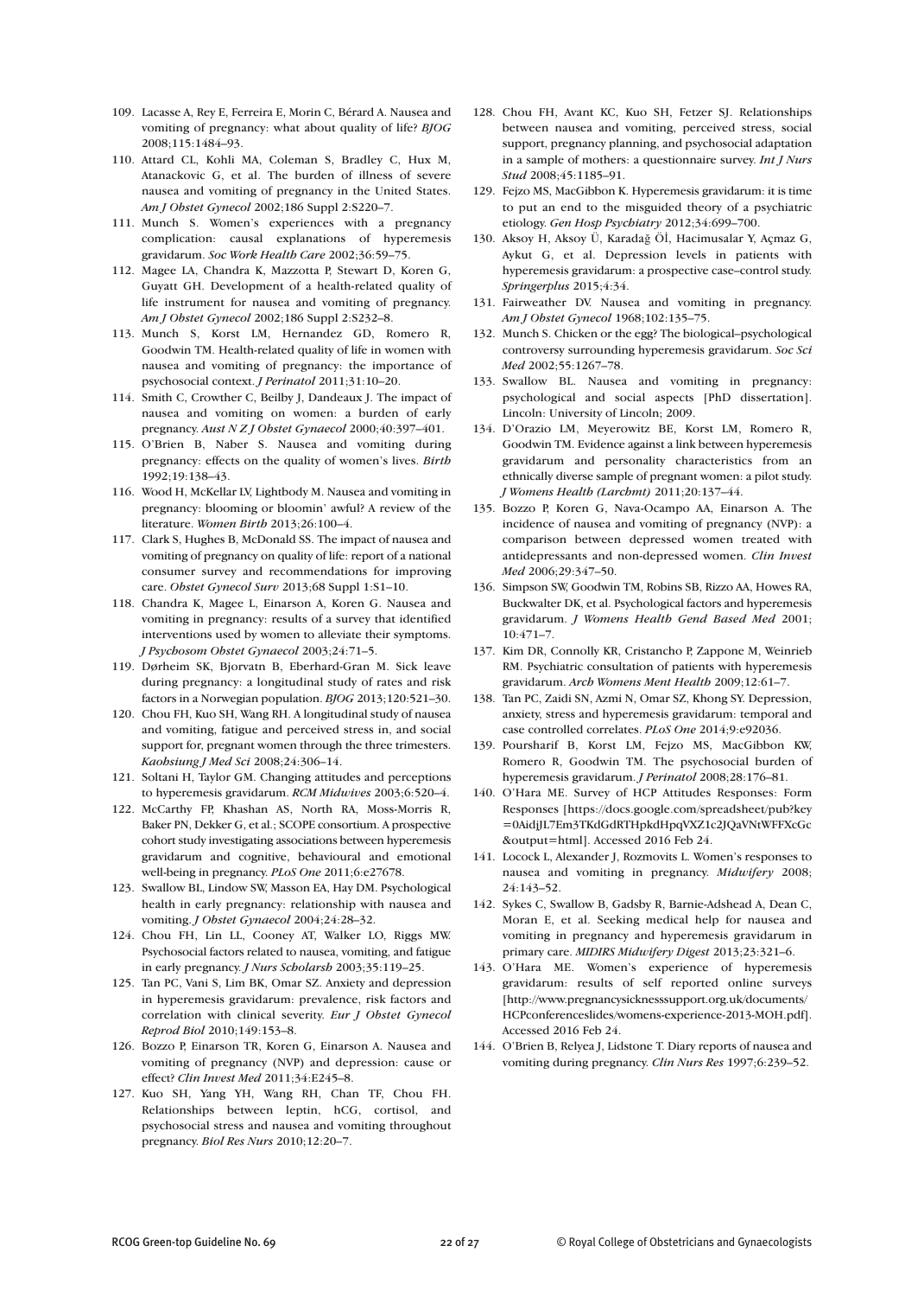109. Lacasse A, Rey E, Ferreira E, Morin C, Bérard A. Nausea and vomiting of pregnancy: what about quality of life? *BJOG* 2008;115:1484–93.
110. Attard CL, Kohli MA, Coleman S, Bradley C, Hux M, Atanackovic G, et al. The burden of illness of severe nausea and vomiting of pregnancy in the United States. *Am J Obstet Gynecol* 2002;186 Suppl 2:S220–7.
111. Munch S. Women's experiences with a pregnancy complication: causal explanations of hyperemesis gravidarum. *Soc Work Health Care* 2002;36:59–75.
112. Magee LA, Chandra K, Mazzotta P, Stewart D, Koren G, Guyatt GH. Development of a health-related quality of life instrument for nausea and vomiting of pregnancy. *Am J Obstet Gynecol* 2002;186 Suppl 2:S232–8.
113. Munch S, Korst LM, Hernandez GD, Romero R, Goodwin TM. Health-related quality of life in women with nausea and vomiting of pregnancy: the importance of psychosocial context. *J Perinatol* 2011;31:10–20.
114. Smith C, Crowther C, Beilby J, Dandeaux J. The impact of nausea and vomiting on women: a burden of early pregnancy. *Aust N Z J Obstet Gynaecol* 2000;40:397–401.
115. O'Brien B, Naber S. Nausea and vomiting during pregnancy: effects on the quality of women's lives. *Birth* 1992;19:138–43.
116. Wood H, McKellar LV, Lightbody M. Nausea and vomiting in pregnancy: blooming or bloomin' awful? A review of the literature. *Women Birth* 2013;26:100–4.
117. Clark S, Hughes B, McDonald SS. The impact of nausea and vomiting of pregnancy on quality of life: report of a national consumer survey and recommendations for improving care. *Obstet Gynecol Surv* 2013;68 Suppl 1:S1–10.
118. Chandra K, Magee L, Einarson A, Koren G. Nausea and vomiting in pregnancy: results of a survey that identified interventions used by women to alleviate their symptoms. *J Psychosom Obstet Gynaecol* 2003;24:71–5.
119. Dørheim SK, Bjorvatn B, Eberhard-Gran M. Sick leave during pregnancy: a longitudinal study of rates and risk factors in a Norwegian population. *BJOG* 2013;120:521–30.
120. Chou FH, Kuo SH, Wang RH. A longitudinal study of nausea and vomiting, fatigue and perceived stress in, and social support for, pregnant women through the three trimesters. *Kaohsiung J Med Sci* 2008;24:306–14.
121. Soltani H, Taylor GM. Changing attitudes and perceptions to hyperemesis gravidarum. *RCM Midwives* 2003;6:520–4.
122. McCarthy FP, Khashan AS, North RA, Moss-Morris R, Baker PN, Dekker G, et al.; SCOPE consortium. A prospective cohort study investigating associations between hyperemesis gravidarum and cognitive, behavioural and emotional well-being in pregnancy. *PLoS One* 2011;6:e27678.
123. Swallow BL, Lindow SW, Masson EA, Hay DM. Psychological health in early pregnancy: relationship with nausea and vomiting. *J Obstet Gynaecol* 2004;24:28–32.
124. Chou FH, Lin LL, Cooney AT, Walker LO, Riggs MW. Psychosocial factors related to nausea, vomiting, and fatigue in early pregnancy. *J Nurs Scholarsh* 2003;35:119–25.
125. Tan PC, Vani S, Lim BK, Omar SZ. Anxiety and depression in hyperemesis gravidarum: prevalence, risk factors and correlation with clinical severity. *Eur J Obstet Gynecol Reprod Biol* 2010;149:153–8.
126. Bozzo P, Einarson TR, Koren G, Einarson A. Nausea and vomiting of pregnancy (NVP) and depression: cause or effect? *Clin Invest Med* 2011;34:E245–8.
127. Kuo SH, Yang YH, Wang RH, Chan TF, Chou FH. Relationships between leptin, hCG, cortisol, and psychosocial stress and nausea and vomiting throughout pregnancy. *Biol Res Nurs* 2010;12:20–7.
128. Chou FH, Avant KC, Kuo SH, Fetzer SJ. Relationships between nausea and vomiting, perceived stress, social support, pregnancy planning, and psychosocial adaptation in a sample of mothers: a questionnaire survey. *Int J Nurs Stud* 2008;45:1185–91.
129. Fejzo MS, MacGibbon K. Hyperemesis gravidarum: it is time to put an end to the misguided theory of a psychiatric etiology. *Gen Hosp Psychiatry* 2012;34:699–700.
130. Aksoy H, Aksoy Ü, Karadağ Öİ, Hacimusalar Y, Açmaz G, Aykut G, et al. Depression levels in patients with hyperemesis gravidarum: a prospective case–control study. *Springerplus* 2015;4:34.
131. Fairweather DV. Nausea and vomiting in pregnancy. *Am J Obstet Gynecol* 1968;102:135–75.
132. Munch S. Chicken or the egg? The biological–psychological controversy surrounding hyperemesis gravidarum. *Soc Sci Med* 2002;55:1267–78.
133. Swallow BL. Nausea and vomiting in pregnancy: psychological and social aspects [PhD dissertation]. Lincoln: University of Lincoln; 2009.
134. D'Orazio LM, Meyerowitz BE, Korst LM, Romero R, Goodwin TM. Evidence against a link between hyperemesis gravidarum and personality characteristics from an ethnically diverse sample of pregnant women: a pilot study. *J Womens Health (Larchmt)* 2011;20:137–44.
135. Bozzo P, Koren G, Nava-Ocampo AA, Einarson A. The incidence of nausea and vomiting of pregnancy (NVP): a comparison between depressed women treated with antidepressants and non-depressed women. *Clin Invest Med* 2006;29:347–50.
136. Simpson SW, Goodwin TM, Robins SB, Rizzo AA, Howes RA, Buckwalter DK, et al. Psychological factors and hyperemesis gravidarum. *J Womens Health Gend Based Med* 2001; 10:471–7.
137. Kim DR, Connolly KR, Cristancho P, Zappone M, Weinrieb RM. Psychiatric consultation of patients with hyperemesis gravidarum. *Arch Womens Ment Health* 2009;12:61–7.
138. Tan PC, Zaidi SN, Azmi N, Omar SZ, Khong SY. Depression, anxiety, stress and hyperemesis gravidarum: temporal and case controlled correlates. *PLoS One* 2014;9:e92036.
139. Poursharif B, Korst LM, Fejzo MS, MacGibbon KW, Romero R, Goodwin TM. The psychosocial burden of hyperemesis gravidarum. *J Perinatol* 2008;28:176–81.
140. O'Hara ME. Survey of HCP Attitudes Responses: Form Responses [https://docs.google.com/spreadsheet/pub?key=0AidjJL7Em3TKdGdRTHpkdHpqVXZ1c2JQaVNtWFFXcGc&output=html]. Accessed 2016 Feb 24.
141. Locock L, Alexander J, Rozmovits L. Women's responses to nausea and vomiting in pregnancy. *Midwifery* 2008; 24:143–52.
142. Sykes C, Swallow B, Gadsby R, Barnie-Adshead A, Dean C, Moran E, et al. Seeking medical help for nausea and vomiting in pregnancy and hyperemesis gravidarum in primary care. *MIDIRS Midwifery Digest* 2013;23:321–6.
143. O'Hara ME. Women's experience of hyperemesis gravidarum: results of self reported online surveys [http://www.pregnancysicknesssupport.org.uk/documents/HCPconferenceslides/womens-experience-2013-MOH.pdf]. Accessed 2016 Feb 24.
144. O'Brien B, Relyea J, Lidstone T. Diary reports of nausea and vomiting during pregnancy. *Clin Nurs Res* 1997;6:239–52.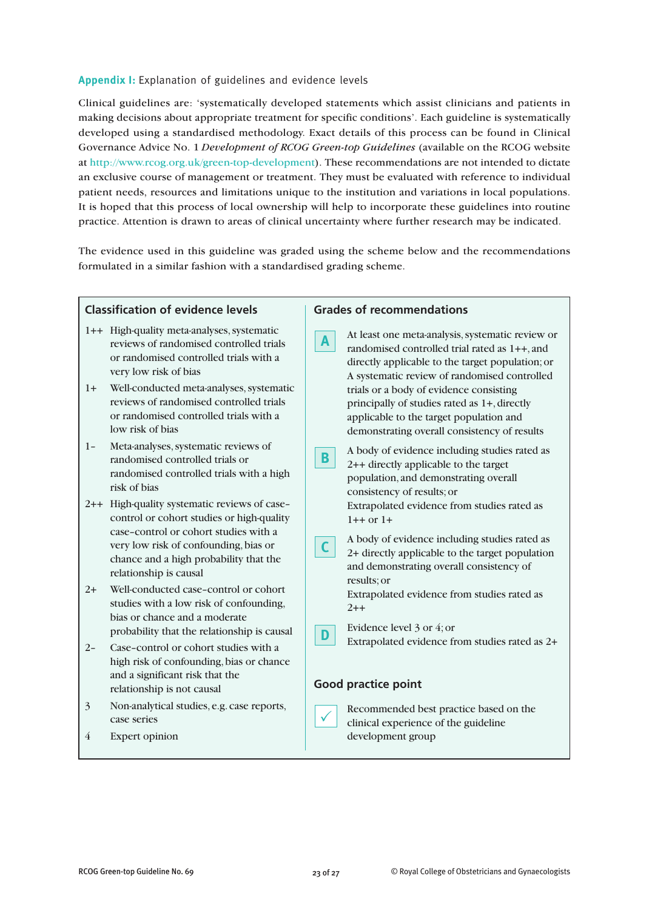## Appendix I: Explanation of guidelines and evidence levels

Clinical guidelines are: 'systematically developed statements which assist clinicians and patients in making decisions about appropriate treatment for specific conditions'. Each guideline is systematically developed using a standardised methodology. Exact details of this process can be found in Clinical Governance Advice No. 1 *Development of RCOG Green-top Guidelines* (available on the RCOG website at http://www.rcog.org.uk/green-top-development). These recommendations are not intended to dictate an exclusive course of management or treatment. They must be evaluated with reference to individual patient needs, resources and limitations unique to the institution and variations in local populations. It is hoped that this process of local ownership will help to incorporate these guidelines into routine practice. Attention is drawn to areas of clinical uncertainty where further research may be indicated.

The evidence used in this guideline was graded using the scheme below and the recommendations formulated in a similar fashion with a standardised grading scheme.

### Classification of evidence levels

- **1++** High-quality meta-analyses, systematic reviews of randomised controlled trials or randomised controlled trials with a very low risk of bias
- **1+** Well-conducted meta-analyses, systematic reviews of randomised controlled trials or randomised controlled trials with a low risk of bias
- **1–** Meta-analyses, systematic reviews of randomised controlled trials or randomised controlled trials with a high risk of bias
- **2++** High-quality systematic reviews of case–control or cohort studies or high-quality case–control or cohort studies with a very low risk of confounding, bias or chance and a high probability that the relationship is causal
- **2+** Well-conducted case–control or cohort studies with a low risk of confounding, bias or chance and a moderate probability that the relationship is causal
- **2–** Case–control or cohort studies with a high risk of confounding, bias or chance and a significant risk that the relationship is not causal
- **3** Non-analytical studies, e.g. case reports, case series
- **4** Expert opinion

### Grades of recommendations

**A** At least one meta-analysis, systematic review or randomised controlled trial rated as 1++, and directly applicable to the target population; or
A systematic review of randomised controlled trials or a body of evidence consisting principally of studies rated as 1+, directly applicable to the target population and demonstrating overall consistency of results

**B** A body of evidence including studies rated as 2++ directly applicable to the target population, and demonstrating overall consistency of results; or
Extrapolated evidence from studies rated as 1++ or 1+

**C** A body of evidence including studies rated as 2+ directly applicable to the target population and demonstrating overall consistency of results; or
Extrapolated evidence from studies rated as 2++

**D** Evidence level 3 or 4; or
Extrapolated evidence from studies rated as 2+

### Good practice point

✓ Recommended best practice based on the clinical experience of the guideline development group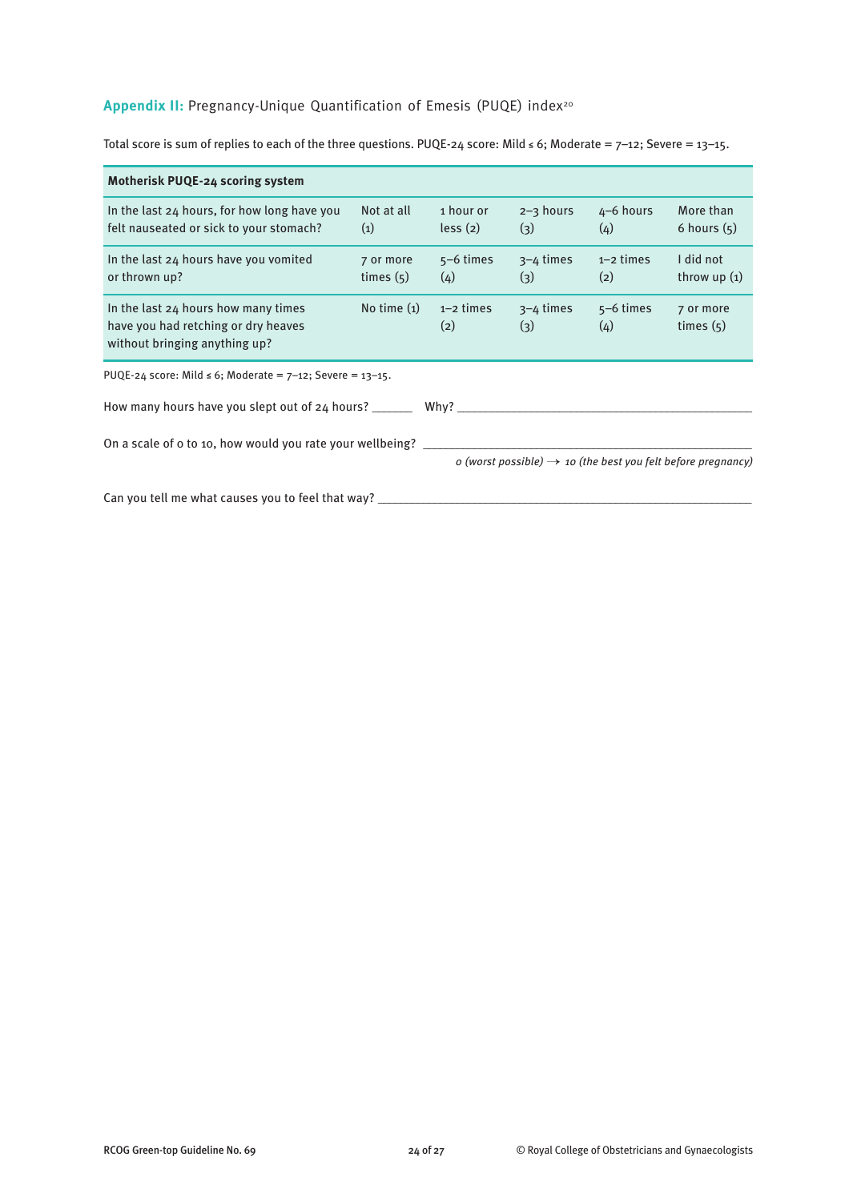## **Appendix II:** Pregnancy-Unique Quantification of Emesis (PUQE) index[20]

Total score is sum of replies to each of the three questions. PUQE-24 score: Mild ≤ 6; Moderate = 7–12; Severe = 13–15.

| **Motherisk PUQE-24 scoring system** | | | | | |
|---|---|---|---|---|---|
| In the last 24 hours, for how long have you felt nauseated or sick to your stomach? | Not at all (1) | 1 hour or less (2) | 2–3 hours (3) | 4–6 hours (4) | More than 6 hours (5) |
| In the last 24 hours have you vomited or thrown up? | 7 or more times (5) | 5–6 times (4) | 3–4 times (3) | 1–2 times (2) | I did not throw up (1) |
| In the last 24 hours how many times have you had retching or dry heaves without bringing anything up? | No time (1) | 1–2 times (2) | 3–4 times (3) | 5–6 times (4) | 7 or more times (5) |

PUQE-24 score: Mild ≤ 6; Moderate = 7–12; Severe = 13–15.

How many hours have you slept out of 24 hours? ______ Why? ______________________________

On a scale of 0 to 10, how would you rate your wellbeing? ______________________________

*0 (worst possible) → 10 (the best you felt before pregnancy)*

Can you tell me what causes you to feel that way? ______________________________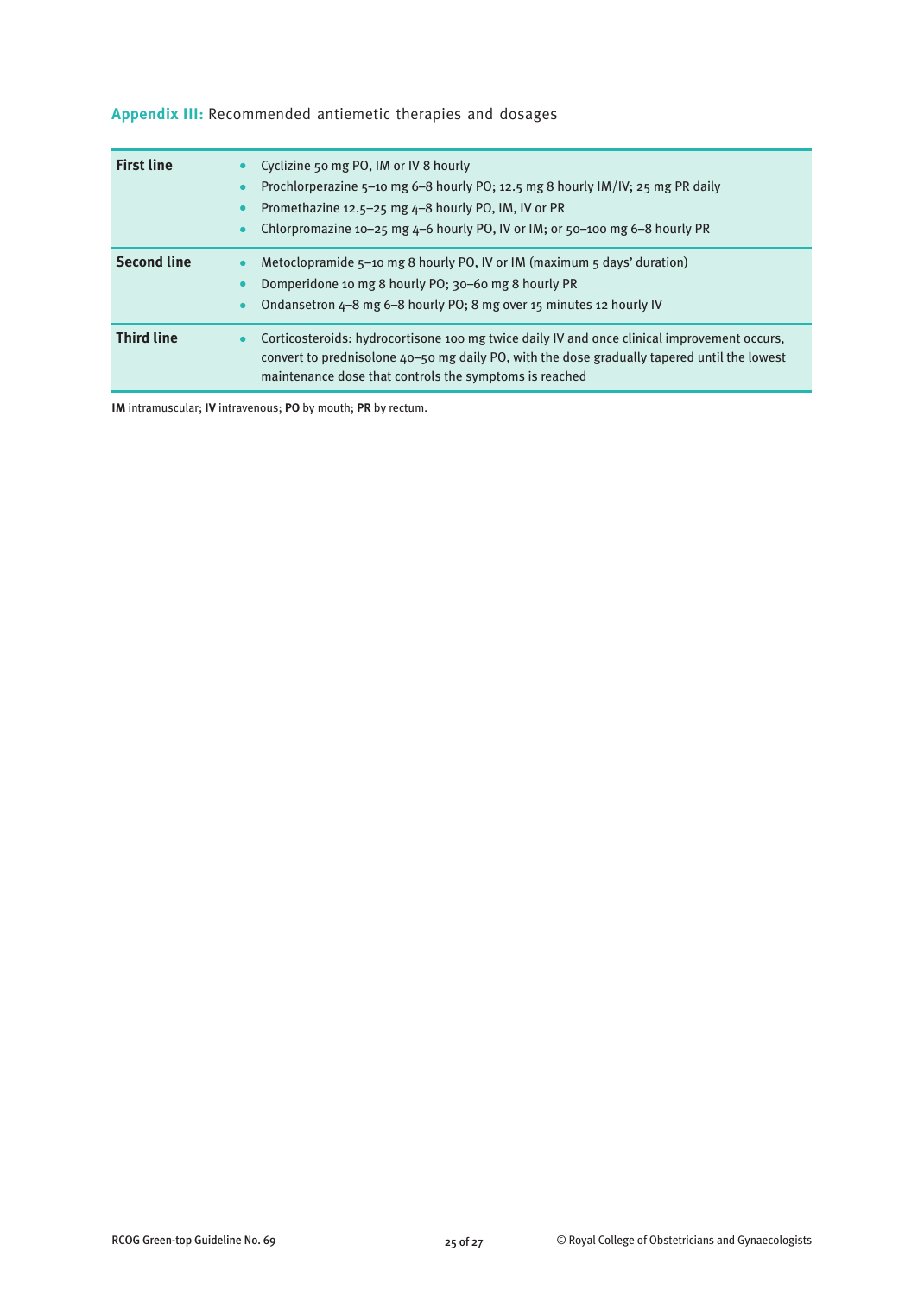## **Appendix III:** Recommended antiemetic therapies and dosages

| | |
|---|---|
| **First line** | • Cyclizine 50 mg PO, IM or IV 8 hourly<br>• Prochlorperazine 5–10 mg 6–8 hourly PO; 12.5 mg 8 hourly IM/IV; 25 mg PR daily<br>• Promethazine 12.5–25 mg 4–8 hourly PO, IM, IV or PR<br>• Chlorpromazine 10–25 mg 4–6 hourly PO, IV or IM; or 50–100 mg 6–8 hourly PR |
| **Second line** | • Metoclopramide 5–10 mg 8 hourly PO, IV or IM (maximum 5 days' duration)<br>• Domperidone 10 mg 8 hourly PO; 30–60 mg 8 hourly PR<br>• Ondansetron 4–8 mg 6–8 hourly PO; 8 mg over 15 minutes 12 hourly IV |
| **Third line** | • Corticosteroids: hydrocortisone 100 mg twice daily IV and once clinical improvement occurs, convert to prednisolone 40–50 mg daily PO, with the dose gradually tapered until the lowest maintenance dose that controls the symptoms is reached |

**IM** intramuscular; **IV** intravenous; **PO** by mouth; **PR** by rectum.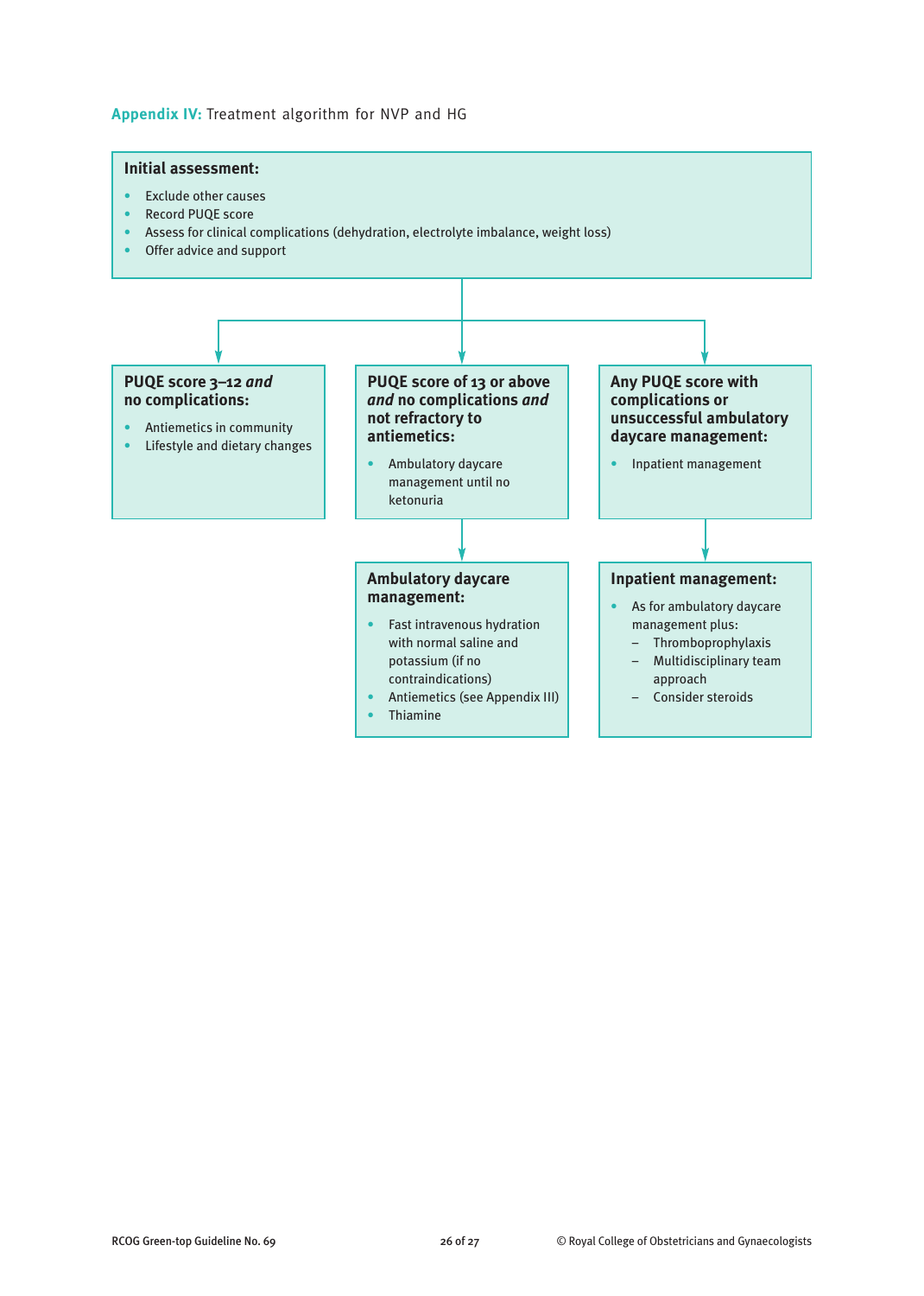**Appendix IV:** Treatment algorithm for NVP and HG

**Initial assessment:**

- Exclude other causes
- Record PUQE score
- Assess for clinical complications (dehydration, electrolyte imbalance, weight loss)
- Offer advice and support

**PUQE score 3–12 *and* no complications:**

- Antiemetics in community
- Lifestyle and dietary changes

**PUQE score of 13 or above *and* no complications *and* not refractory to antiemetics:**

- Ambulatory daycare management until no ketonuria

**Ambulatory daycare management:**

- Fast intravenous hydration with normal saline and potassium (if no contraindications)
- Antiemetics (see Appendix III)
- Thiamine

**Any PUQE score with complications or unsuccessful ambulatory daycare management:**

- Inpatient management

**Inpatient management:**

- As for ambulatory daycare management plus:
  - Thromboprophylaxis
  - Multidisciplinary team approach
  - Consider steroids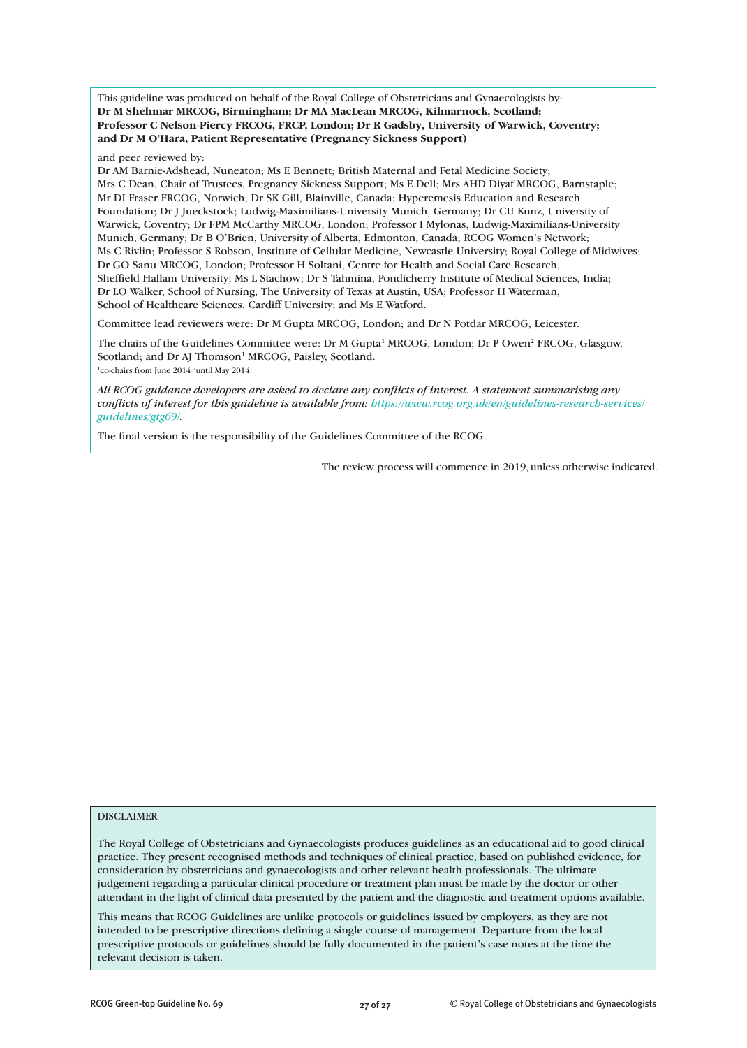This guideline was produced on behalf of the Royal College of Obstetricians and Gynaecologists by:
**Dr M Shehmar MRCOG, Birmingham; Dr MA MacLean MRCOG, Kilmarnock, Scotland; Professor C Nelson-Piercy FRCOG, FRCP, London; Dr R Gadsby, University of Warwick, Coventry; and Dr M O'Hara, Patient Representative (Pregnancy Sickness Support)**

and peer reviewed by:
Dr AM Barnie-Adshead, Nuneaton; Ms E Bennett; British Maternal and Fetal Medicine Society; Mrs C Dean, Chair of Trustees, Pregnancy Sickness Support; Ms E Dell; Mrs AHD Diyaf MRCOG, Barnstaple; Mr DI Fraser FRCOG, Norwich; Dr SK Gill, Blainville, Canada; Hyperemesis Education and Research Foundation; Dr J Jueckstock; Ludwig-Maximilians-University Munich, Germany; Dr CU Kunz, University of Warwick, Coventry; Dr FPM McCarthy MRCOG, London; Professor I Mylonas, Ludwig-Maximilians-University Munich, Germany; Dr B O'Brien, University of Alberta, Edmonton, Canada; RCOG Women's Network; Ms C Rivlin; Professor S Robson, Institute of Cellular Medicine, Newcastle University; Royal College of Midwives; Dr GO Sanu MRCOG, London; Professor H Soltani, Centre for Health and Social Care Research, Sheffield Hallam University; Ms L Stachow; Dr S Tahmina, Pondicherry Institute of Medical Sciences, India; Dr LO Walker, School of Nursing, The University of Texas at Austin, USA; Professor H Waterman, School of Healthcare Sciences, Cardiff University; and Ms E Watford.

Committee lead reviewers were: Dr M Gupta MRCOG, London; and Dr N Potdar MRCOG, Leicester.

The chairs of the Guidelines Committee were: Dr M Gupta[1] MRCOG, London; Dr P Owen[2] FRCOG, Glasgow, Scotland; and Dr AJ Thomson[1] MRCOG, Paisley, Scotland.
[1]co-chairs from June 2014 [2]until May 2014.

*All RCOG guidance developers are asked to declare any conflicts of interest. A statement summarising any conflicts of interest for this guideline is available from: https://www.rcog.org.uk/en/guidelines-research-services/guidelines/gtg69/.*

The final version is the responsibility of the Guidelines Committee of the RCOG.

The review process will commence in 2019, unless otherwise indicated.

DISCLAIMER

The Royal College of Obstetricians and Gynaecologists produces guidelines as an educational aid to good clinical practice. They present recognised methods and techniques of clinical practice, based on published evidence, for consideration by obstetricians and gynaecologists and other relevant health professionals. The ultimate judgement regarding a particular clinical procedure or treatment plan must be made by the doctor or other attendant in the light of clinical data presented by the patient and the diagnostic and treatment options available.

This means that RCOG Guidelines are unlike protocols or guidelines issued by employers, as they are not intended to be prescriptive directions defining a single course of management. Departure from the local prescriptive protocols or guidelines should be fully documented in the patient's case notes at the time the relevant decision is taken.